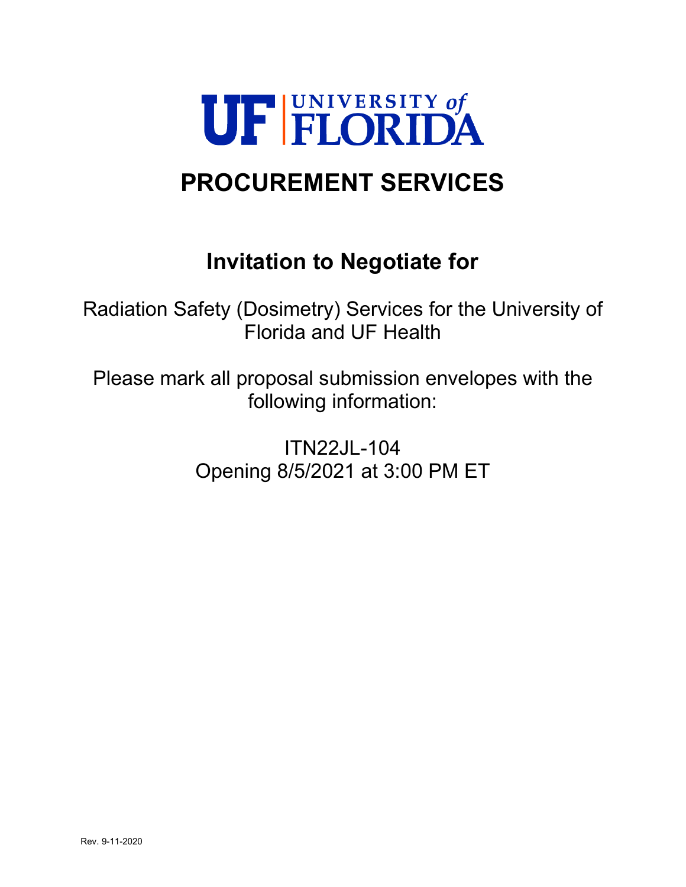UF | UNIVERSITY of FLORIDA

# PROCUREMENT SERVICES

## Invitation to Negotiate for

Radiation Safety (Dosimetry) Services for the University of Florida and UF Health

Please mark all proposal submission envelopes with the following information:

ITN22JL-104
Opening 8/5/2021 at 3:00 PM ET

Rev. 9-11-2020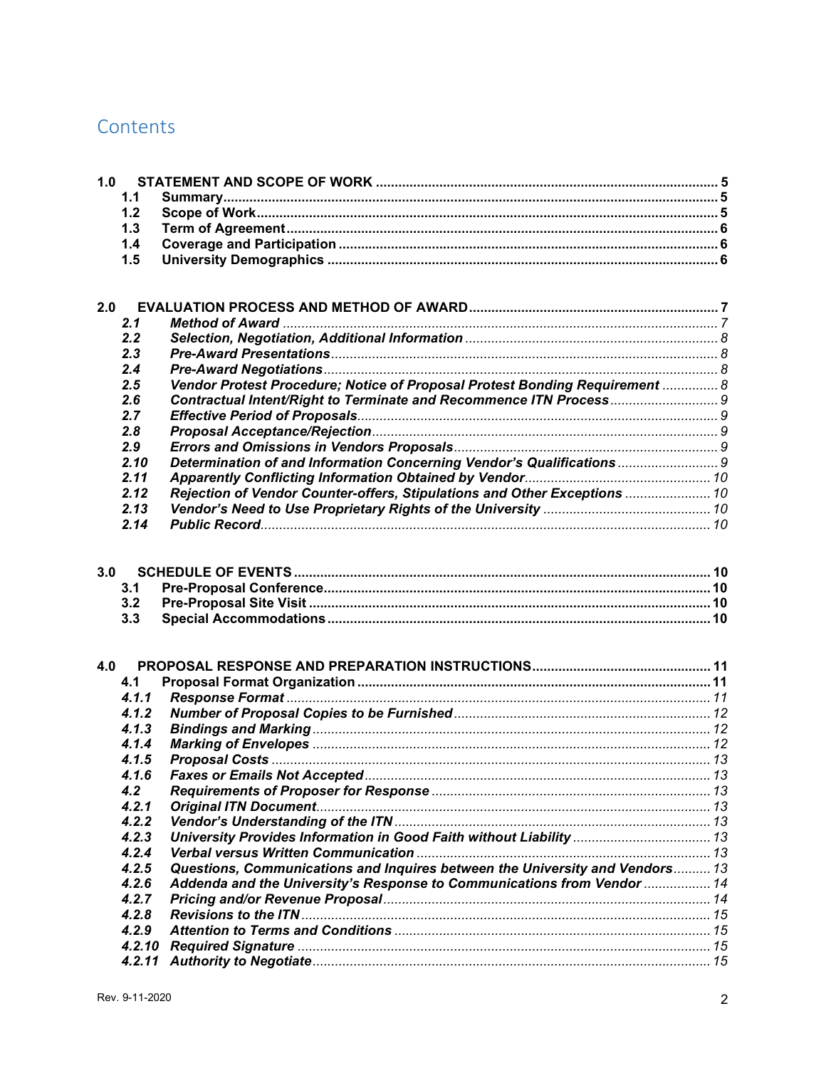# Contents

**1.0 STATEMENT AND SCOPE OF WORK** .......... 5
- **1.1 Summary** .......... 5
- **1.2 Scope of Work** .......... 5
- **1.3 Term of Agreement** .......... 6
- **1.4 Coverage and Participation** .......... 6
- **1.5 University Demographics** .......... 6

**2.0 EVALUATION PROCESS AND METHOD OF AWARD** .......... 7
- ***2.1 Method of Award*** .......... 7
- ***2.2 Selection, Negotiation, Additional Information*** .......... 8
- ***2.3 Pre-Award Presentations*** .......... 8
- ***2.4 Pre-Award Negotiations*** .......... 8
- ***2.5 Vendor Protest Procedure; Notice of Proposal Protest Bonding Requirement*** .......... 8
- ***2.6 Contractual Intent/Right to Terminate and Recommence ITN Process*** .......... 9
- ***2.7 Effective Period of Proposals*** .......... 9
- ***2.8 Proposal Acceptance/Rejection*** .......... 9
- ***2.9 Errors and Omissions in Vendors Proposals*** .......... 9
- ***2.10 Determination of and Information Concerning Vendor's Qualifications*** .......... 9
- ***2.11 Apparently Conflicting Information Obtained by Vendor*** .......... 10
- ***2.12 Rejection of Vendor Counter-offers, Stipulations and Other Exceptions*** .......... 10
- ***2.13 Vendor's Need to Use Proprietary Rights of the University*** .......... 10
- ***2.14 Public Record*** .......... 10

**3.0 SCHEDULE OF EVENTS** .......... 10
- **3.1 Pre-Proposal Conference** .......... 10
- **3.2 Pre-Proposal Site Visit** .......... 10
- **3.3 Special Accommodations** .......... 10

**4.0 PROPOSAL RESPONSE AND PREPARATION INSTRUCTIONS** .......... 11
- **4.1 Proposal Format Organization** .......... 11
- ***4.1.1 Response Format*** .......... 11
- ***4.1.2 Number of Proposal Copies to be Furnished*** .......... 12
- ***4.1.3 Bindings and Marking*** .......... 12
- ***4.1.4 Marking of Envelopes*** .......... 12
- ***4.1.5 Proposal Costs*** .......... 13
- ***4.1.6 Faxes or Emails Not Accepted*** .......... 13
- ***4.2 Requirements of Proposer for Response*** .......... 13
- ***4.2.1 Original ITN Document*** .......... 13
- ***4.2.2 Vendor's Understanding of the ITN*** .......... 13
- ***4.2.3 University Provides Information in Good Faith without Liability*** .......... 13
- ***4.2.4 Verbal versus Written Communication*** .......... 13
- ***4.2.5 Questions, Communications and Inquires between the University and Vendors*** .......... 13
- ***4.2.6 Addenda and the University's Response to Communications from Vendor*** .......... 14
- ***4.2.7 Pricing and/or Revenue Proposal*** .......... 14
- ***4.2.8 Revisions to the ITN*** .......... 15
- ***4.2.9 Attention to Terms and Conditions*** .......... 15
- ***4.2.10 Required Signature*** .......... 15
- ***4.2.11 Authority to Negotiate*** .......... 15

Rev. 9-11-2020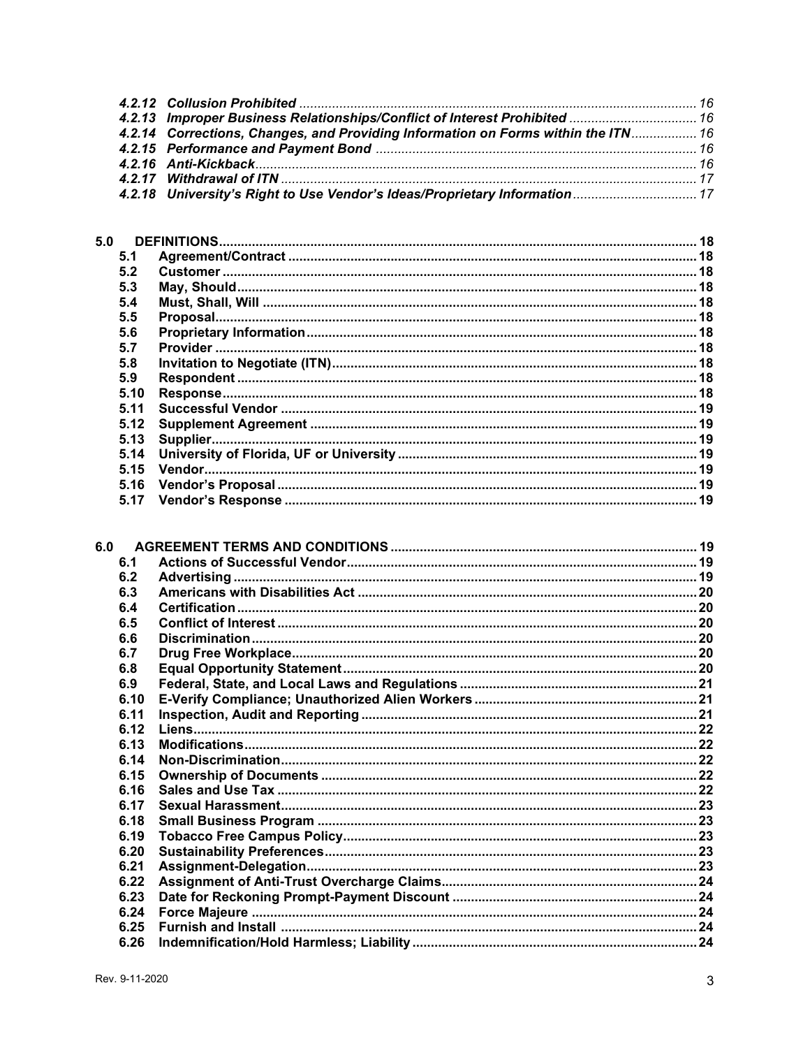| | | |
|---|---|---|
| *4.2.12* | ***Collusion Prohibited*** | *16* |
| *4.2.13* | ***Improper Business Relationships/Conflict of Interest Prohibited*** | *16* |
| *4.2.14* | ***Corrections, Changes, and Providing Information on Forms within the ITN*** | *16* |
| *4.2.15* | ***Performance and Payment Bond*** | *16* |
| *4.2.16* | ***Anti-Kickback*** | *16* |
| *4.2.17* | ***Withdrawal of ITN*** | *17* |
| *4.2.18* | ***University's Right to Use Vendor's Ideas/Proprietary Information*** | *17* |

| | | |
|---|---|---|
| **5.0** | **DEFINITIONS** | **18** |
| **5.1** | **Agreement/Contract** | **18** |
| **5.2** | **Customer** | **18** |
| **5.3** | **May, Should** | **18** |
| **5.4** | **Must, Shall, Will** | **18** |
| **5.5** | **Proposal** | **18** |
| **5.6** | **Proprietary Information** | **18** |
| **5.7** | **Provider** | **18** |
| **5.8** | **Invitation to Negotiate (ITN)** | **18** |
| **5.9** | **Respondent** | **18** |
| **5.10** | **Response** | **18** |
| **5.11** | **Successful Vendor** | **19** |
| **5.12** | **Supplement Agreement** | **19** |
| **5.13** | **Supplier** | **19** |
| **5.14** | **University of Florida, UF or University** | **19** |
| **5.15** | **Vendor** | **19** |
| **5.16** | **Vendor's Proposal** | **19** |
| **5.17** | **Vendor's Response** | **19** |

| | | |
|---|---|---|
| **6.0** | **AGREEMENT TERMS AND CONDITIONS** | **19** |
| **6.1** | **Actions of Successful Vendor** | **19** |
| **6.2** | **Advertising** | **19** |
| **6.3** | **Americans with Disabilities Act** | **20** |
| **6.4** | **Certification** | **20** |
| **6.5** | **Conflict of Interest** | **20** |
| **6.6** | **Discrimination** | **20** |
| **6.7** | **Drug Free Workplace** | **20** |
| **6.8** | **Equal Opportunity Statement** | **20** |
| **6.9** | **Federal, State, and Local Laws and Regulations** | **21** |
| **6.10** | **E-Verify Compliance; Unauthorized Alien Workers** | **21** |
| **6.11** | **Inspection, Audit and Reporting** | **21** |
| **6.12** | **Liens** | **22** |
| **6.13** | **Modifications** | **22** |
| **6.14** | **Non-Discrimination** | **22** |
| **6.15** | **Ownership of Documents** | **22** |
| **6.16** | **Sales and Use Tax** | **22** |
| **6.17** | **Sexual Harassment** | **23** |
| **6.18** | **Small Business Program** | **23** |
| **6.19** | **Tobacco Free Campus Policy** | **23** |
| **6.20** | **Sustainability Preferences** | **23** |
| **6.21** | **Assignment-Delegation** | **23** |
| **6.22** | **Assignment of Anti-Trust Overcharge Claims** | **24** |
| **6.23** | **Date for Reckoning Prompt-Payment Discount** | **24** |
| **6.24** | **Force Majeure** | **24** |
| **6.25** | **Furnish and Install** | **24** |
| **6.26** | **Indemnification/Hold Harmless; Liability** | **24** |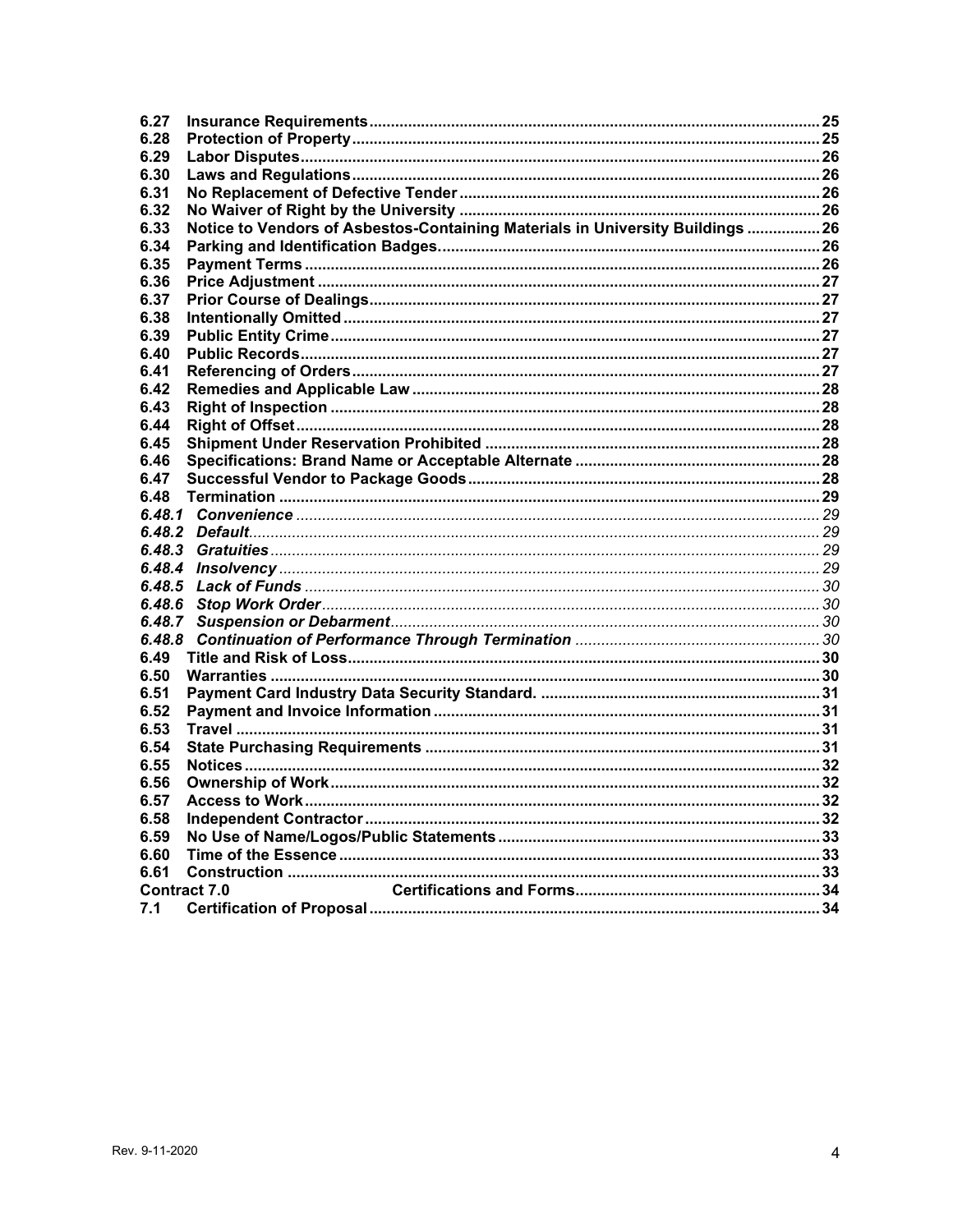| | | |
|---|---|---|
| **6.27** | **Insurance Requirements** | **25** |
| **6.28** | **Protection of Property** | **25** |
| **6.29** | **Labor Disputes** | **26** |
| **6.30** | **Laws and Regulations** | **26** |
| **6.31** | **No Replacement of Defective Tender** | **26** |
| **6.32** | **No Waiver of Right by the University** | **26** |
| **6.33** | **Notice to Vendors of Asbestos-Containing Materials in University Buildings** | **26** |
| **6.34** | **Parking and Identification Badges.** | **26** |
| **6.35** | **Payment Terms** | **26** |
| **6.36** | **Price Adjustment** | **27** |
| **6.37** | **Prior Course of Dealings** | **27** |
| **6.38** | **Intentionally Omitted** | **27** |
| **6.39** | **Public Entity Crime** | **27** |
| **6.40** | **Public Records** | **27** |
| **6.41** | **Referencing of Orders** | **27** |
| **6.42** | **Remedies and Applicable Law** | **28** |
| **6.43** | **Right of Inspection** | **28** |
| **6.44** | **Right of Offset** | **28** |
| **6.45** | **Shipment Under Reservation Prohibited** | **28** |
| **6.46** | **Specifications: Brand Name or Acceptable Alternate** | **28** |
| **6.47** | **Successful Vendor to Package Goods** | **28** |
| **6.48** | **Termination** | **29** |
| ***6.48.1*** | ***Convenience*** | *29* |
| ***6.48.2*** | ***Default*** | *29* |
| ***6.48.3*** | ***Gratuities*** | *29* |
| ***6.48.4*** | ***Insolvency*** | *29* |
| ***6.48.5*** | ***Lack of Funds*** | *30* |
| ***6.48.6*** | ***Stop Work Order*** | *30* |
| ***6.48.7*** | ***Suspension or Debarment*** | *30* |
| ***6.48.8*** | ***Continuation of Performance Through Termination*** | *30* |
| **6.49** | **Title and Risk of Loss** | **30** |
| **6.50** | **Warranties** | **30** |
| **6.51** | **Payment Card Industry Data Security Standard.** | **31** |
| **6.52** | **Payment and Invoice Information** | **31** |
| **6.53** | **Travel** | **31** |
| **6.54** | **State Purchasing Requirements** | **31** |
| **6.55** | **Notices** | **32** |
| **6.56** | **Ownership of Work** | **32** |
| **6.57** | **Access to Work** | **32** |
| **6.58** | **Independent Contractor** | **32** |
| **6.59** | **No Use of Name/Logos/Public Statements** | **33** |
| **6.60** | **Time of the Essence** | **33** |
| **6.61** | **Construction** | **33** |
| **Contract 7.0** | **Certifications and Forms** | **34** |
| **7.1** | **Certification of Proposal** | **34** |

Rev. 9-11-2020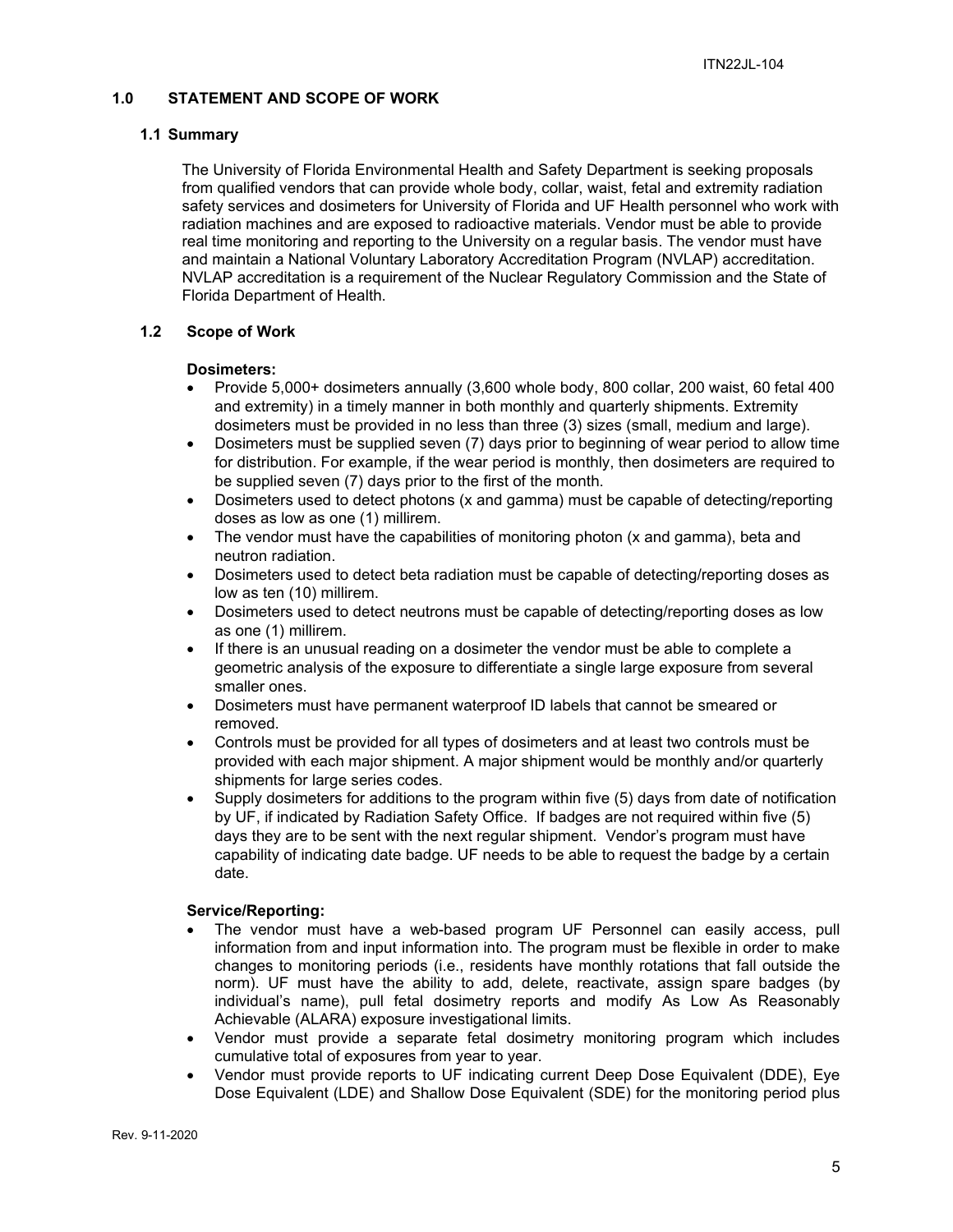## 1.0 STATEMENT AND SCOPE OF WORK

### 1.1 Summary

The University of Florida Environmental Health and Safety Department is seeking proposals from qualified vendors that can provide whole body, collar, waist, fetal and extremity radiation safety services and dosimeters for University of Florida and UF Health personnel who work with radiation machines and are exposed to radioactive materials. Vendor must be able to provide real time monitoring and reporting to the University on a regular basis. The vendor must have and maintain a National Voluntary Laboratory Accreditation Program (NVLAP) accreditation. NVLAP accreditation is a requirement of the Nuclear Regulatory Commission and the State of Florida Department of Health.

### 1.2 Scope of Work

**Dosimeters:**

- Provide 5,000+ dosimeters annually (3,600 whole body, 800 collar, 200 waist, 60 fetal 400 and extremity) in a timely manner in both monthly and quarterly shipments. Extremity dosimeters must be provided in no less than three (3) sizes (small, medium and large).
- Dosimeters must be supplied seven (7) days prior to beginning of wear period to allow time for distribution. For example, if the wear period is monthly, then dosimeters are required to be supplied seven (7) days prior to the first of the month.
- Dosimeters used to detect photons (x and gamma) must be capable of detecting/reporting doses as low as one (1) millirem.
- The vendor must have the capabilities of monitoring photon (x and gamma), beta and neutron radiation.
- Dosimeters used to detect beta radiation must be capable of detecting/reporting doses as low as ten (10) millirem.
- Dosimeters used to detect neutrons must be capable of detecting/reporting doses as low as one (1) millirem.
- If there is an unusual reading on a dosimeter the vendor must be able to complete a geometric analysis of the exposure to differentiate a single large exposure from several smaller ones.
- Dosimeters must have permanent waterproof ID labels that cannot be smeared or removed.
- Controls must be provided for all types of dosimeters and at least two controls must be provided with each major shipment. A major shipment would be monthly and/or quarterly shipments for large series codes.
- Supply dosimeters for additions to the program within five (5) days from date of notification by UF, if indicated by Radiation Safety Office. If badges are not required within five (5) days they are to be sent with the next regular shipment. Vendor's program must have capability of indicating date badge. UF needs to be able to request the badge by a certain date.

**Service/Reporting:**

- The vendor must have a web-based program UF Personnel can easily access, pull information from and input information into. The program must be flexible in order to make changes to monitoring periods (i.e., residents have monthly rotations that fall outside the norm). UF must have the ability to add, delete, reactivate, assign spare badges (by individual's name), pull fetal dosimetry reports and modify As Low As Reasonably Achievable (ALARA) exposure investigational limits.
- Vendor must provide a separate fetal dosimetry monitoring program which includes cumulative total of exposures from year to year.
- Vendor must provide reports to UF indicating current Deep Dose Equivalent (DDE), Eye Dose Equivalent (LDE) and Shallow Dose Equivalent (SDE) for the monitoring period plus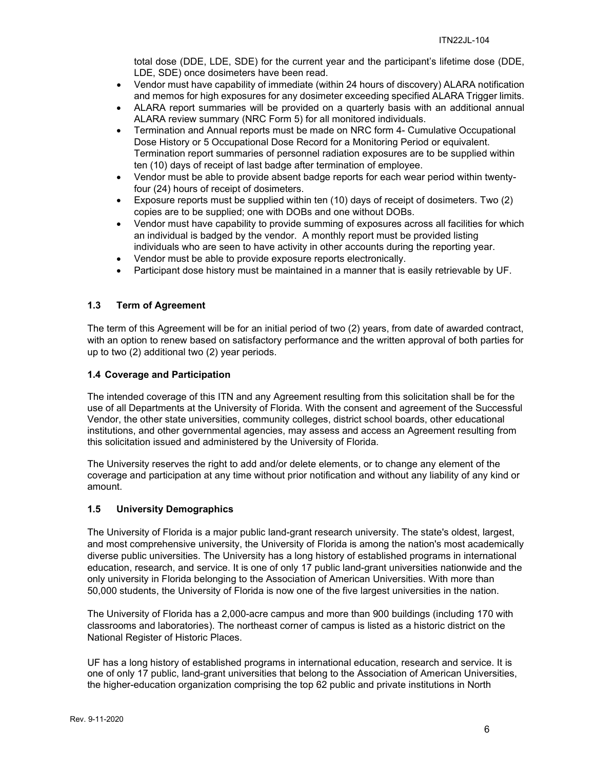total dose (DDE, LDE, SDE) for the current year and the participant's lifetime dose (DDE, LDE, SDE) once dosimeters have been read.

- Vendor must have capability of immediate (within 24 hours of discovery) ALARA notification and memos for high exposures for any dosimeter exceeding specified ALARA Trigger limits.
- ALARA report summaries will be provided on a quarterly basis with an additional annual ALARA review summary (NRC Form 5) for all monitored individuals.
- Termination and Annual reports must be made on NRC form 4- Cumulative Occupational Dose History or 5 Occupational Dose Record for a Monitoring Period or equivalent. Termination report summaries of personnel radiation exposures are to be supplied within ten (10) days of receipt of last badge after termination of employee.
- Vendor must be able to provide absent badge reports for each wear period within twenty-four (24) hours of receipt of dosimeters.
- Exposure reports must be supplied within ten (10) days of receipt of dosimeters. Two (2) copies are to be supplied; one with DOBs and one without DOBs.
- Vendor must have capability to provide summing of exposures across all facilities for which an individual is badged by the vendor. A monthly report must be provided listing individuals who are seen to have activity in other accounts during the reporting year.
- Vendor must be able to provide exposure reports electronically.
- Participant dose history must be maintained in a manner that is easily retrievable by UF.

### 1.3 Term of Agreement

The term of this Agreement will be for an initial period of two (2) years, from date of awarded contract, with an option to renew based on satisfactory performance and the written approval of both parties for up to two (2) additional two (2) year periods.

### 1.4 Coverage and Participation

The intended coverage of this ITN and any Agreement resulting from this solicitation shall be for the use of all Departments at the University of Florida. With the consent and agreement of the Successful Vendor, the other state universities, community colleges, district school boards, other educational institutions, and other governmental agencies, may assess and access an Agreement resulting from this solicitation issued and administered by the University of Florida.

The University reserves the right to add and/or delete elements, or to change any element of the coverage and participation at any time without prior notification and without any liability of any kind or amount.

### 1.5 University Demographics

The University of Florida is a major public land-grant research university. The state's oldest, largest, and most comprehensive university, the University of Florida is among the nation's most academically diverse public universities. The University has a long history of established programs in international education, research, and service. It is one of only 17 public land-grant universities nationwide and the only university in Florida belonging to the Association of American Universities. With more than 50,000 students, the University of Florida is now one of the five largest universities in the nation.

The University of Florida has a 2,000-acre campus and more than 900 buildings (including 170 with classrooms and laboratories). The northeast corner of campus is listed as a historic district on the National Register of Historic Places.

UF has a long history of established programs in international education, research and service. It is one of only 17 public, land-grant universities that belong to the Association of American Universities, the higher-education organization comprising the top 62 public and private institutions in North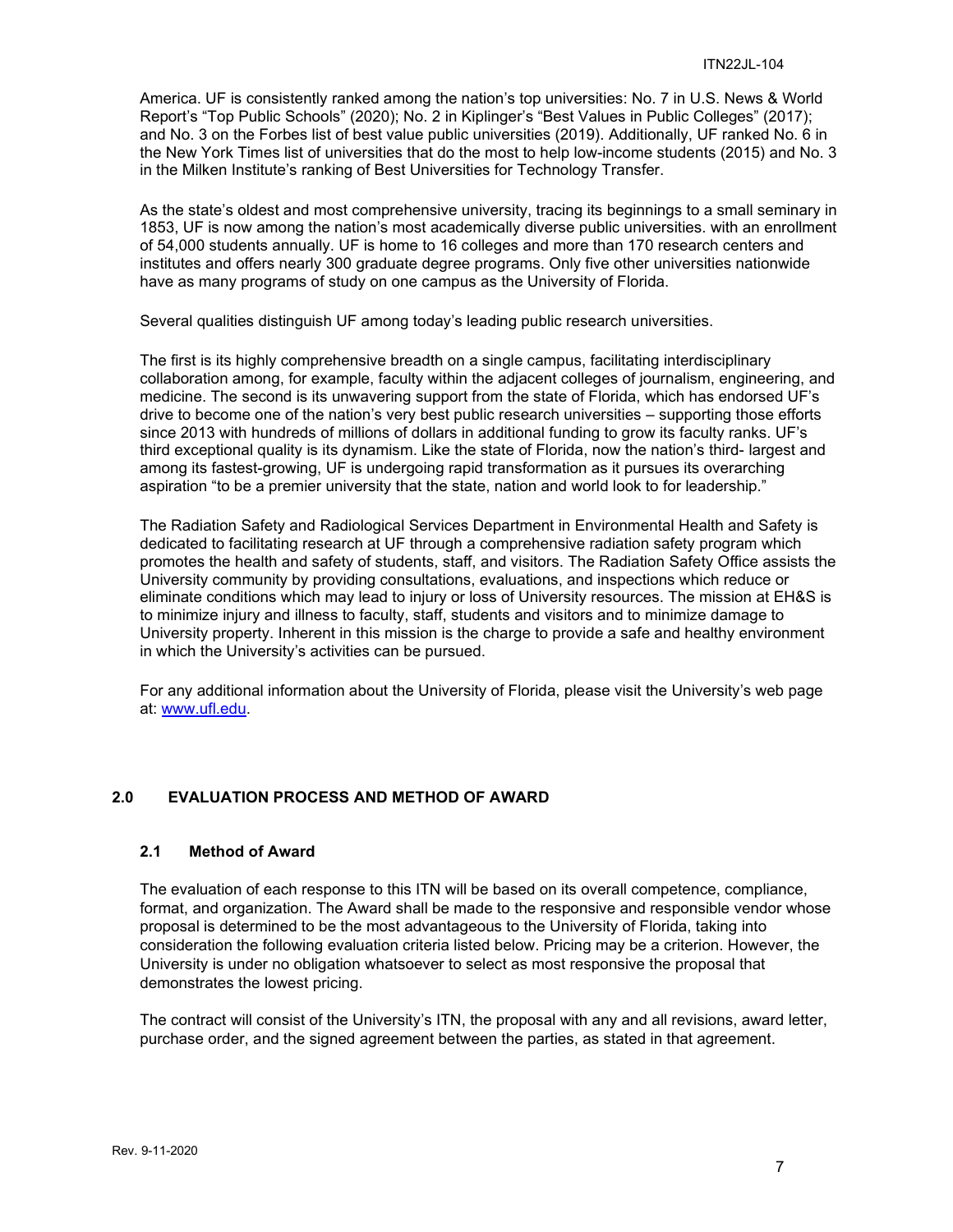America. UF is consistently ranked among the nation's top universities: No. 7 in U.S. News & World Report's "Top Public Schools" (2020); No. 2 in Kiplinger's "Best Values in Public Colleges" (2017); and No. 3 on the Forbes list of best value public universities (2019). Additionally, UF ranked No. 6 in the New York Times list of universities that do the most to help low-income students (2015) and No. 3 in the Milken Institute's ranking of Best Universities for Technology Transfer.

As the state's oldest and most comprehensive university, tracing its beginnings to a small seminary in 1853, UF is now among the nation's most academically diverse public universities. with an enrollment of 54,000 students annually. UF is home to 16 colleges and more than 170 research centers and institutes and offers nearly 300 graduate degree programs. Only five other universities nationwide have as many programs of study on one campus as the University of Florida.

Several qualities distinguish UF among today's leading public research universities.

The first is its highly comprehensive breadth on a single campus, facilitating interdisciplinary collaboration among, for example, faculty within the adjacent colleges of journalism, engineering, and medicine. The second is its unwavering support from the state of Florida, which has endorsed UF's drive to become one of the nation's very best public research universities – supporting those efforts since 2013 with hundreds of millions of dollars in additional funding to grow its faculty ranks. UF's third exceptional quality is its dynamism. Like the state of Florida, now the nation's third- largest and among its fastest-growing, UF is undergoing rapid transformation as it pursues its overarching aspiration "to be a premier university that the state, nation and world look to for leadership."

The Radiation Safety and Radiological Services Department in Environmental Health and Safety is dedicated to facilitating research at UF through a comprehensive radiation safety program which promotes the health and safety of students, staff, and visitors. The Radiation Safety Office assists the University community by providing consultations, evaluations, and inspections which reduce or eliminate conditions which may lead to injury or loss of University resources. The mission at EH&S is to minimize injury and illness to faculty, staff, students and visitors and to minimize damage to University property. Inherent in this mission is the charge to provide a safe and healthy environment in which the University's activities can be pursued.

For any additional information about the University of Florida, please visit the University's web page at: [www.ufl.edu](http://www.ufl.edu).

## 2.0 EVALUATION PROCESS AND METHOD OF AWARD

### 2.1 Method of Award

The evaluation of each response to this ITN will be based on its overall competence, compliance, format, and organization. The Award shall be made to the responsive and responsible vendor whose proposal is determined to be the most advantageous to the University of Florida, taking into consideration the following evaluation criteria listed below. Pricing may be a criterion. However, the University is under no obligation whatsoever to select as most responsive the proposal that demonstrates the lowest pricing.

The contract will consist of the University's ITN, the proposal with any and all revisions, award letter, purchase order, and the signed agreement between the parties, as stated in that agreement.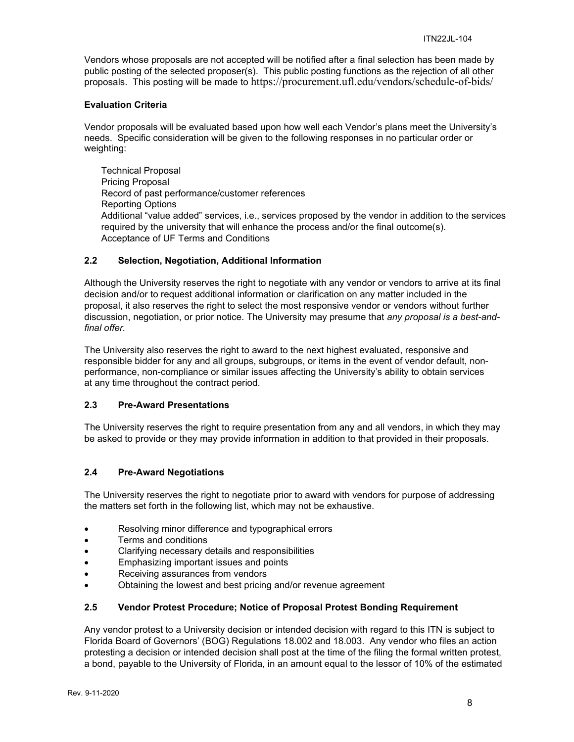Vendors whose proposals are not accepted will be notified after a final selection has been made by public posting of the selected proposer(s). This public posting functions as the rejection of all other proposals. This posting will be made to https://procurement.ufl.edu/vendors/schedule-of-bids/

**Evaluation Criteria**

Vendor proposals will be evaluated based upon how well each Vendor's plans meet the University's needs. Specific consideration will be given to the following responses in no particular order or weighting:

Technical Proposal
Pricing Proposal
Record of past performance/customer references
Reporting Options
Additional "value added" services, i.e., services proposed by the vendor in addition to the services required by the university that will enhance the process and/or the final outcome(s).
Acceptance of UF Terms and Conditions

### 2.2 Selection, Negotiation, Additional Information

Although the University reserves the right to negotiate with any vendor or vendors to arrive at its final decision and/or to request additional information or clarification on any matter included in the proposal, it also reserves the right to select the most responsive vendor or vendors without further discussion, negotiation, or prior notice. The University may presume that *any proposal is a best-and-final offer.*

The University also reserves the right to award to the next highest evaluated, responsive and responsible bidder for any and all groups, subgroups, or items in the event of vendor default, non-performance, non-compliance or similar issues affecting the University's ability to obtain services at any time throughout the contract period.

### 2.3 Pre-Award Presentations

The University reserves the right to require presentation from any and all vendors, in which they may be asked to provide or they may provide information in addition to that provided in their proposals.

### 2.4 Pre-Award Negotiations

The University reserves the right to negotiate prior to award with vendors for purpose of addressing the matters set forth in the following list, which may not be exhaustive.

- Resolving minor difference and typographical errors
- Terms and conditions
- Clarifying necessary details and responsibilities
- Emphasizing important issues and points
- Receiving assurances from vendors
- Obtaining the lowest and best pricing and/or revenue agreement

### 2.5 Vendor Protest Procedure; Notice of Proposal Protest Bonding Requirement

Any vendor protest to a University decision or intended decision with regard to this ITN is subject to Florida Board of Governors' (BOG) Regulations 18.002 and 18.003. Any vendor who files an action protesting a decision or intended decision shall post at the time of the filing the formal written protest, a bond, payable to the University of Florida, in an amount equal to the lessor of 10% of the estimated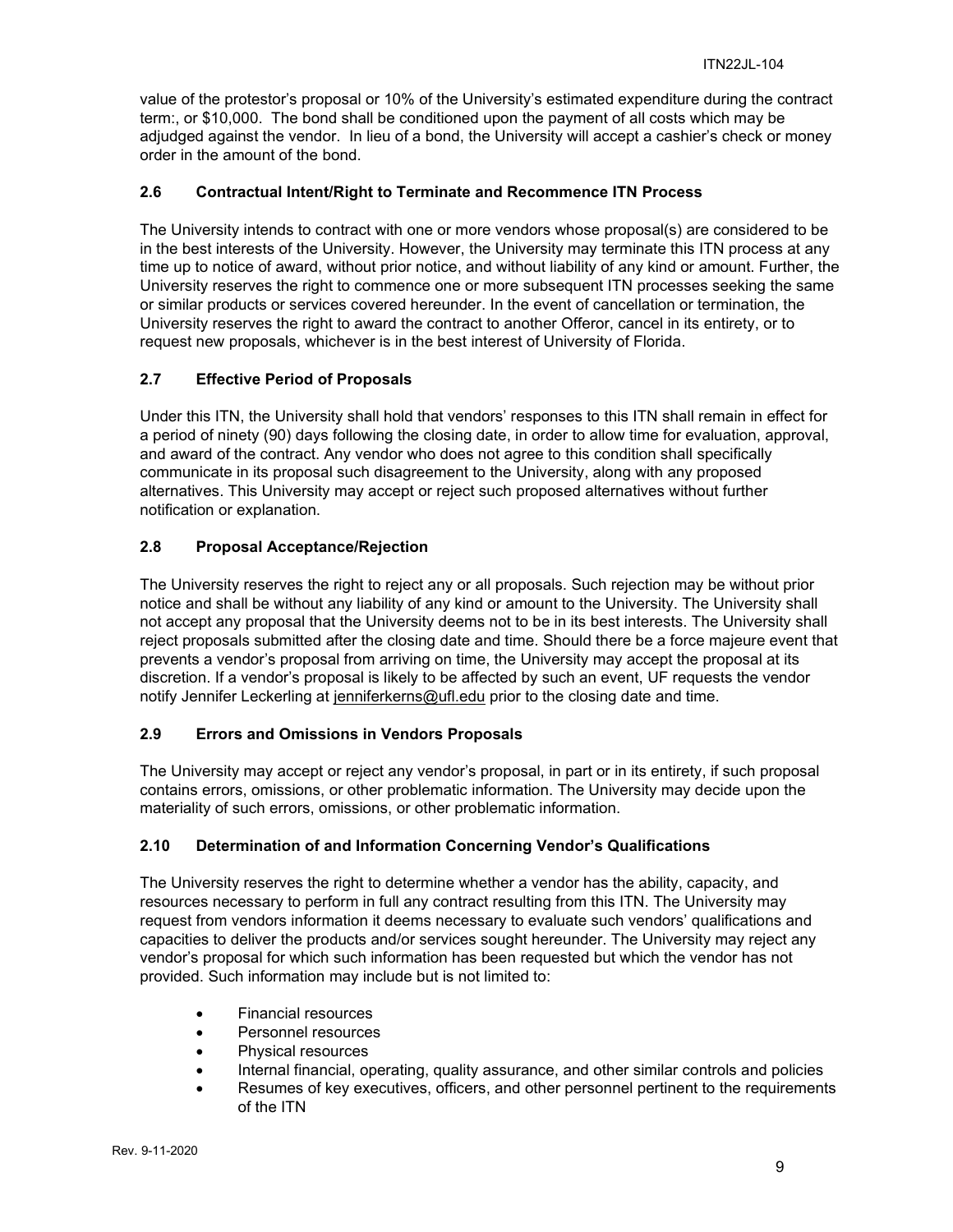value of the protestor's proposal or 10% of the University's estimated expenditure during the contract term:, or $10,000. The bond shall be conditioned upon the payment of all costs which may be adjudged against the vendor. In lieu of a bond, the University will accept a cashier's check or money order in the amount of the bond.

### 2.6 Contractual Intent/Right to Terminate and Recommence ITN Process

The University intends to contract with one or more vendors whose proposal(s) are considered to be in the best interests of the University. However, the University may terminate this ITN process at any time up to notice of award, without prior notice, and without liability of any kind or amount. Further, the University reserves the right to commence one or more subsequent ITN processes seeking the same or similar products or services covered hereunder. In the event of cancellation or termination, the University reserves the right to award the contract to another Offeror, cancel in its entirety, or to request new proposals, whichever is in the best interest of University of Florida.

### 2.7 Effective Period of Proposals

Under this ITN, the University shall hold that vendors' responses to this ITN shall remain in effect for a period of ninety (90) days following the closing date, in order to allow time for evaluation, approval, and award of the contract. Any vendor who does not agree to this condition shall specifically communicate in its proposal such disagreement to the University, along with any proposed alternatives. This University may accept or reject such proposed alternatives without further notification or explanation.

### 2.8 Proposal Acceptance/Rejection

The University reserves the right to reject any or all proposals. Such rejection may be without prior notice and shall be without any liability of any kind or amount to the University. The University shall not accept any proposal that the University deems not to be in its best interests. The University shall reject proposals submitted after the closing date and time. Should there be a force majeure event that prevents a vendor's proposal from arriving on time, the University may accept the proposal at its discretion. If a vendor's proposal is likely to be affected by such an event, UF requests the vendor notify Jennifer Leckerling at jenniferkerns@ufl.edu prior to the closing date and time.

### 2.9 Errors and Omissions in Vendors Proposals

The University may accept or reject any vendor's proposal, in part or in its entirety, if such proposal contains errors, omissions, or other problematic information. The University may decide upon the materiality of such errors, omissions, or other problematic information.

### 2.10 Determination of and Information Concerning Vendor's Qualifications

The University reserves the right to determine whether a vendor has the ability, capacity, and resources necessary to perform in full any contract resulting from this ITN. The University may request from vendors information it deems necessary to evaluate such vendors' qualifications and capacities to deliver the products and/or services sought hereunder. The University may reject any vendor's proposal for which such information has been requested but which the vendor has not provided. Such information may include but is not limited to:

- Financial resources
- Personnel resources
- Physical resources
- Internal financial, operating, quality assurance, and other similar controls and policies
- Resumes of key executives, officers, and other personnel pertinent to the requirements of the ITN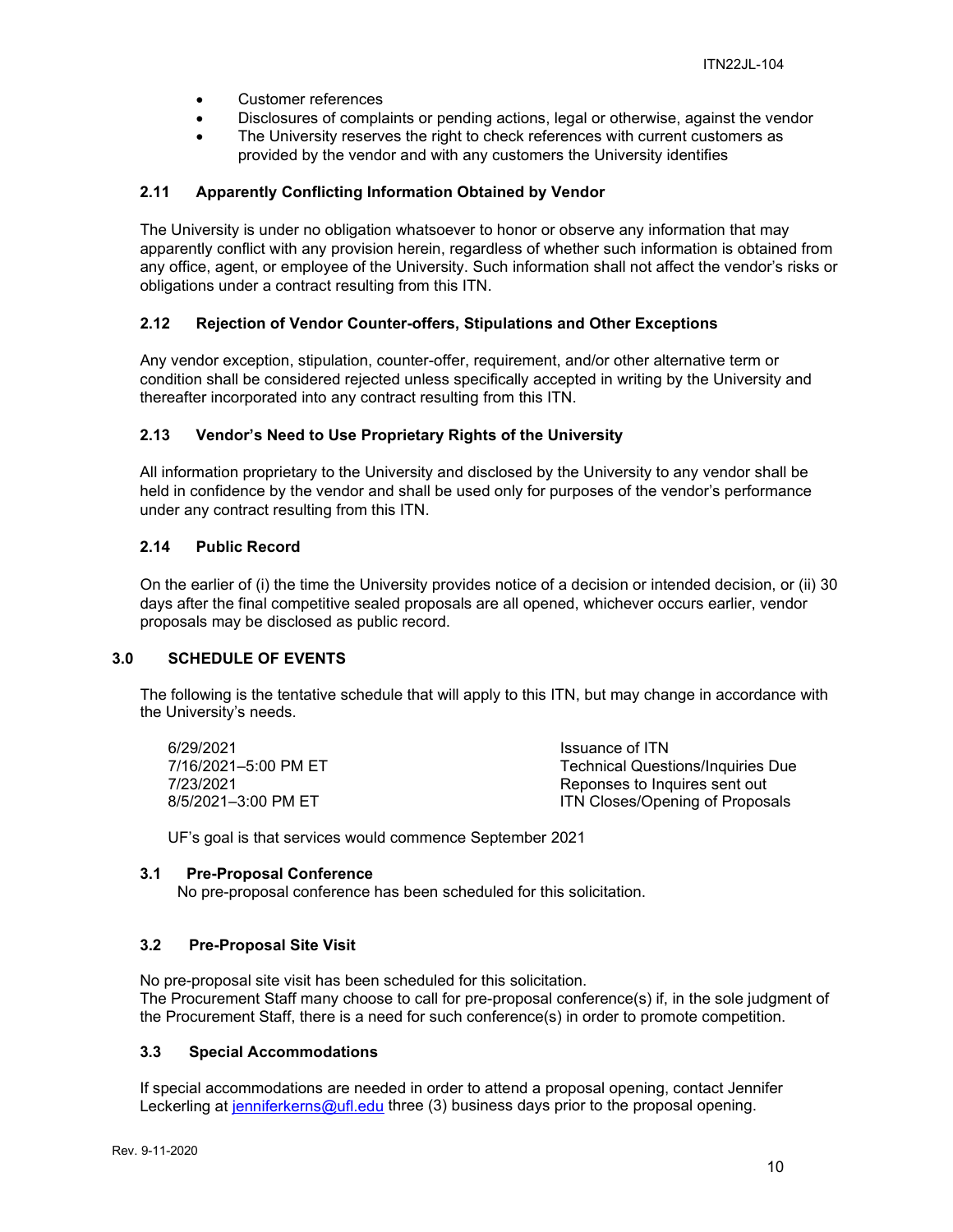- Customer references
- Disclosures of complaints or pending actions, legal or otherwise, against the vendor
- The University reserves the right to check references with current customers as provided by the vendor and with any customers the University identifies

### 2.11 Apparently Conflicting Information Obtained by Vendor

The University is under no obligation whatsoever to honor or observe any information that may apparently conflict with any provision herein, regardless of whether such information is obtained from any office, agent, or employee of the University. Such information shall not affect the vendor's risks or obligations under a contract resulting from this ITN.

### 2.12 Rejection of Vendor Counter-offers, Stipulations and Other Exceptions

Any vendor exception, stipulation, counter-offer, requirement, and/or other alternative term or condition shall be considered rejected unless specifically accepted in writing by the University and thereafter incorporated into any contract resulting from this ITN.

### 2.13 Vendor's Need to Use Proprietary Rights of the University

All information proprietary to the University and disclosed by the University to any vendor shall be held in confidence by the vendor and shall be used only for purposes of the vendor's performance under any contract resulting from this ITN.

### 2.14 Public Record

On the earlier of (i) the time the University provides notice of a decision or intended decision, or (ii) 30 days after the final competitive sealed proposals are all opened, whichever occurs earlier, vendor proposals may be disclosed as public record.

## 3.0 SCHEDULE OF EVENTS

The following is the tentative schedule that will apply to this ITN, but may change in accordance with the University's needs.

| | |
|---|---|
| 6/29/2021 | Issuance of ITN |
| 7/16/2021–5:00 PM ET | Technical Questions/Inquiries Due |
| 7/23/2021 | Reponses to Inquires sent out |
| 8/5/2021–3:00 PM ET | ITN Closes/Opening of Proposals |

UF's goal is that services would commence September 2021

### 3.1 Pre-Proposal Conference

No pre-proposal conference has been scheduled for this solicitation.

### 3.2 Pre-Proposal Site Visit

No pre-proposal site visit has been scheduled for this solicitation.
The Procurement Staff many choose to call for pre-proposal conference(s) if, in the sole judgment of the Procurement Staff, there is a need for such conference(s) in order to promote competition.

### 3.3 Special Accommodations

If special accommodations are needed in order to attend a proposal opening, contact Jennifer Leckerling at jenniferkerns@ufl.edu three (3) business days prior to the proposal opening.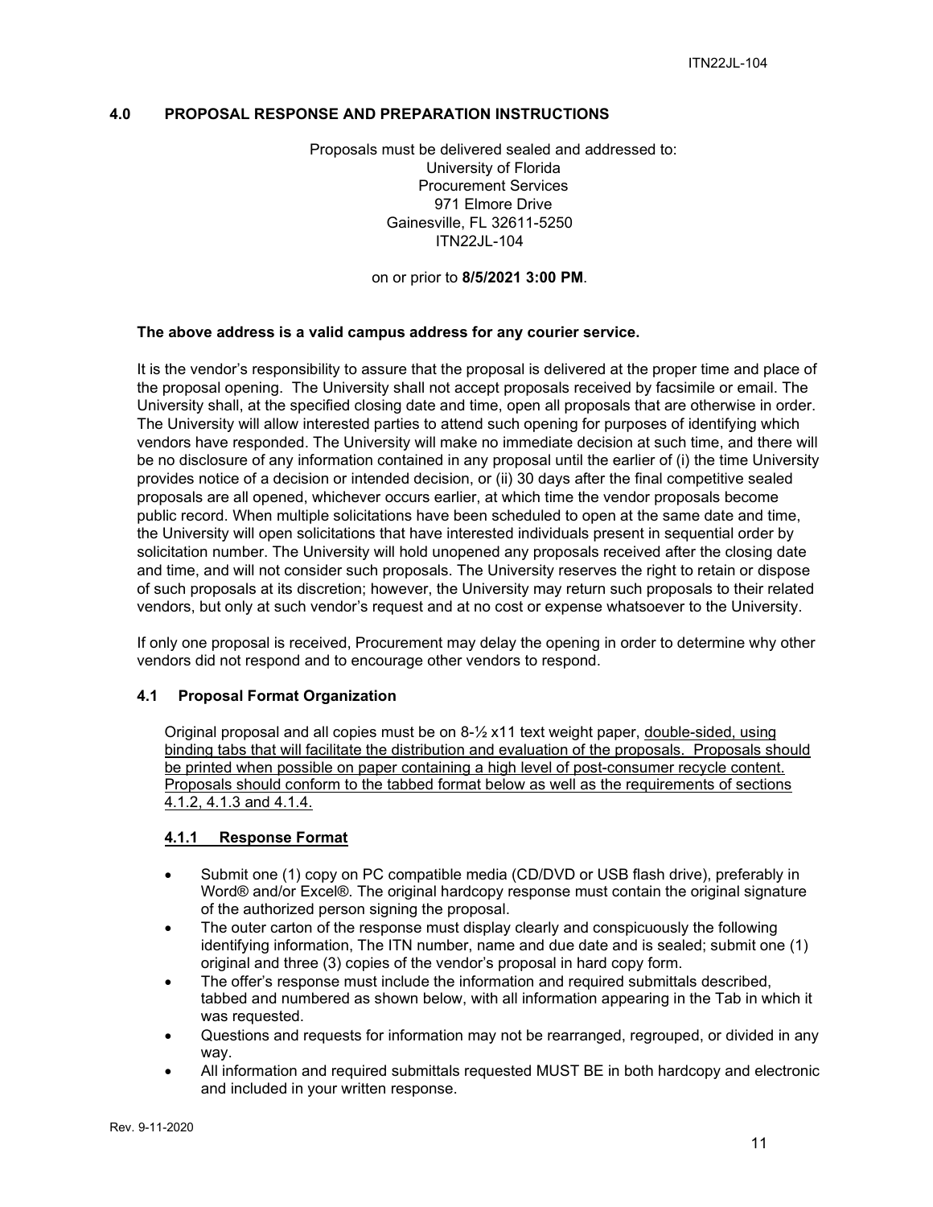## 4.0 PROPOSAL RESPONSE AND PREPARATION INSTRUCTIONS

Proposals must be delivered sealed and addressed to:
University of Florida
Procurement Services
971 Elmore Drive
Gainesville, FL 32611-5250
ITN22JL-104

on or prior to **8/5/2021 3:00 PM**.

**The above address is a valid campus address for any courier service.**

It is the vendor's responsibility to assure that the proposal is delivered at the proper time and place of the proposal opening. The University shall not accept proposals received by facsimile or email. The University shall, at the specified closing date and time, open all proposals that are otherwise in order. The University will allow interested parties to attend such opening for purposes of identifying which vendors have responded. The University will make no immediate decision at such time, and there will be no disclosure of any information contained in any proposal until the earlier of (i) the time University provides notice of a decision or intended decision, or (ii) 30 days after the final competitive sealed proposals are all opened, whichever occurs earlier, at which time the vendor proposals become public record. When multiple solicitations have been scheduled to open at the same date and time, the University will open solicitations that have interested individuals present in sequential order by solicitation number. The University will hold unopened any proposals received after the closing date and time, and will not consider such proposals. The University reserves the right to retain or dispose of such proposals at its discretion; however, the University may return such proposals to their related vendors, but only at such vendor's request and at no cost or expense whatsoever to the University.

If only one proposal is received, Procurement may delay the opening in order to determine why other vendors did not respond and to encourage other vendors to respond.

### 4.1 Proposal Format Organization

Original proposal and all copies must be on 8-½ x11 text weight paper, double-sided, using binding tabs that will facilitate the distribution and evaluation of the proposals. Proposals should be printed when possible on paper containing a high level of post-consumer recycle content. Proposals should conform to the tabbed format below as well as the requirements of sections 4.1.2, 4.1.3 and 4.1.4.

#### 4.1.1 Response Format

- Submit one (1) copy on PC compatible media (CD/DVD or USB flash drive), preferably in Word® and/or Excel®. The original hardcopy response must contain the original signature of the authorized person signing the proposal.
- The outer carton of the response must display clearly and conspicuously the following identifying information, The ITN number, name and due date and is sealed; submit one (1) original and three (3) copies of the vendor's proposal in hard copy form.
- The offer's response must include the information and required submittals described, tabbed and numbered as shown below, with all information appearing in the Tab in which it was requested.
- Questions and requests for information may not be rearranged, regrouped, or divided in any way.
- All information and required submittals requested MUST BE in both hardcopy and electronic and included in your written response.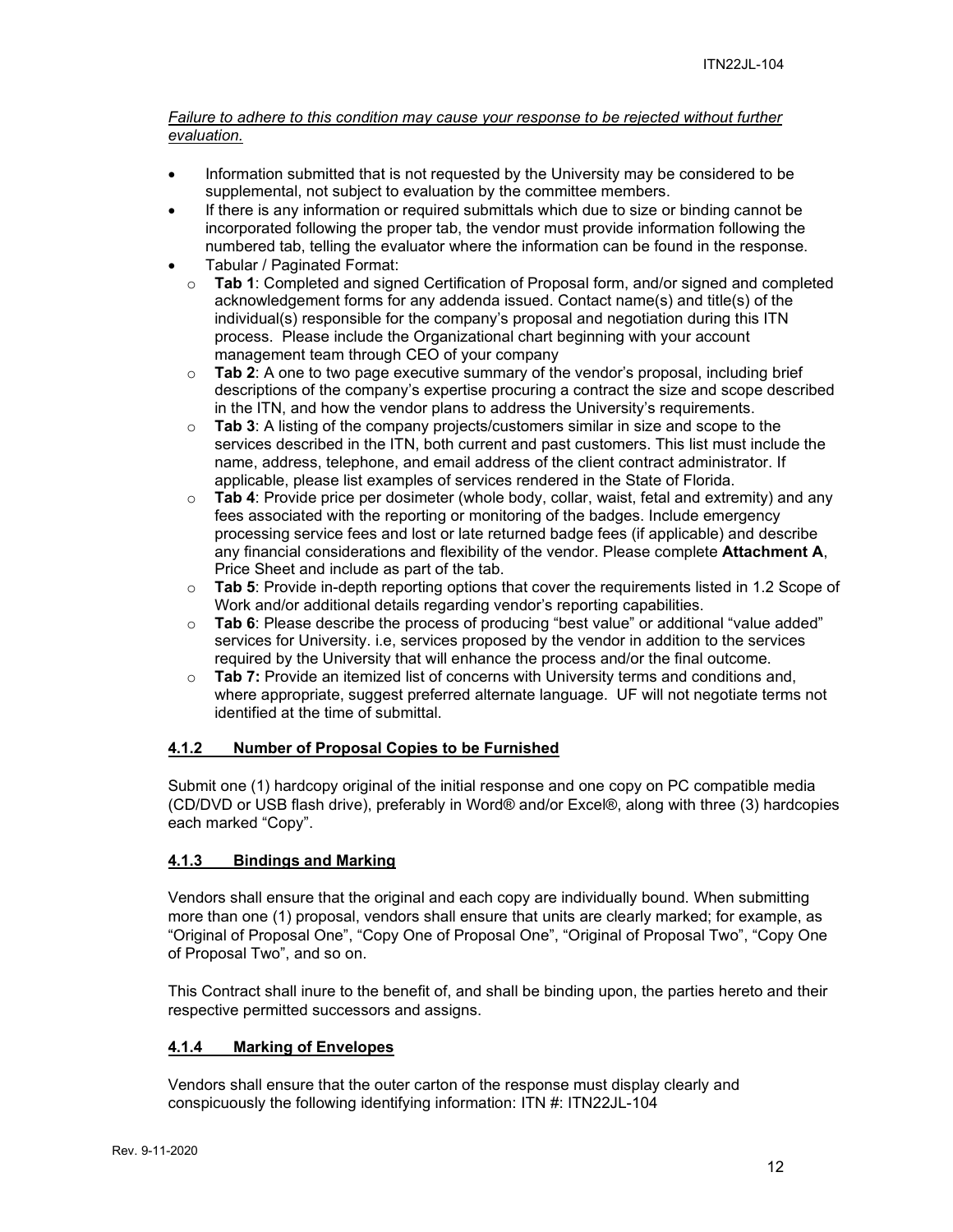*Failure to adhere to this condition may cause your response to be rejected without further evaluation.*

- Information submitted that is not requested by the University may be considered to be supplemental, not subject to evaluation by the committee members.
- If there is any information or required submittals which due to size or binding cannot be incorporated following the proper tab, the vendor must provide information following the numbered tab, telling the evaluator where the information can be found in the response.
- Tabular / Paginated Format:
  - **Tab 1**: Completed and signed Certification of Proposal form, and/or signed and completed acknowledgement forms for any addenda issued. Contact name(s) and title(s) of the individual(s) responsible for the company's proposal and negotiation during this ITN process. Please include the Organizational chart beginning with your account management team through CEO of your company
  - **Tab 2**: A one to two page executive summary of the vendor's proposal, including brief descriptions of the company's expertise procuring a contract the size and scope described in the ITN, and how the vendor plans to address the University's requirements.
  - **Tab 3**: A listing of the company projects/customers similar in size and scope to the services described in the ITN, both current and past customers. This list must include the name, address, telephone, and email address of the client contract administrator. If applicable, please list examples of services rendered in the State of Florida.
  - **Tab 4**: Provide price per dosimeter (whole body, collar, waist, fetal and extremity) and any fees associated with the reporting or monitoring of the badges. Include emergency processing service fees and lost or late returned badge fees (if applicable) and describe any financial considerations and flexibility of the vendor. Please complete **Attachment A**, Price Sheet and include as part of the tab.
  - **Tab 5**: Provide in-depth reporting options that cover the requirements listed in 1.2 Scope of Work and/or additional details regarding vendor's reporting capabilities.
  - **Tab 6**: Please describe the process of producing "best value" or additional "value added" services for University. i.e, services proposed by the vendor in addition to the services required by the University that will enhance the process and/or the final outcome.
  - **Tab 7:** Provide an itemized list of concerns with University terms and conditions and, where appropriate, suggest preferred alternate language. UF will not negotiate terms not identified at the time of submittal.

### 4.1.2 Number of Proposal Copies to be Furnished

Submit one (1) hardcopy original of the initial response and one copy on PC compatible media (CD/DVD or USB flash drive), preferably in Word® and/or Excel®, along with three (3) hardcopies each marked "Copy".

### 4.1.3 Bindings and Marking

Vendors shall ensure that the original and each copy are individually bound. When submitting more than one (1) proposal, vendors shall ensure that units are clearly marked; for example, as "Original of Proposal One", "Copy One of Proposal One", "Original of Proposal Two", "Copy One of Proposal Two", and so on.

This Contract shall inure to the benefit of, and shall be binding upon, the parties hereto and their respective permitted successors and assigns.

### 4.1.4 Marking of Envelopes

Vendors shall ensure that the outer carton of the response must display clearly and conspicuously the following identifying information: ITN #: ITN22JL-104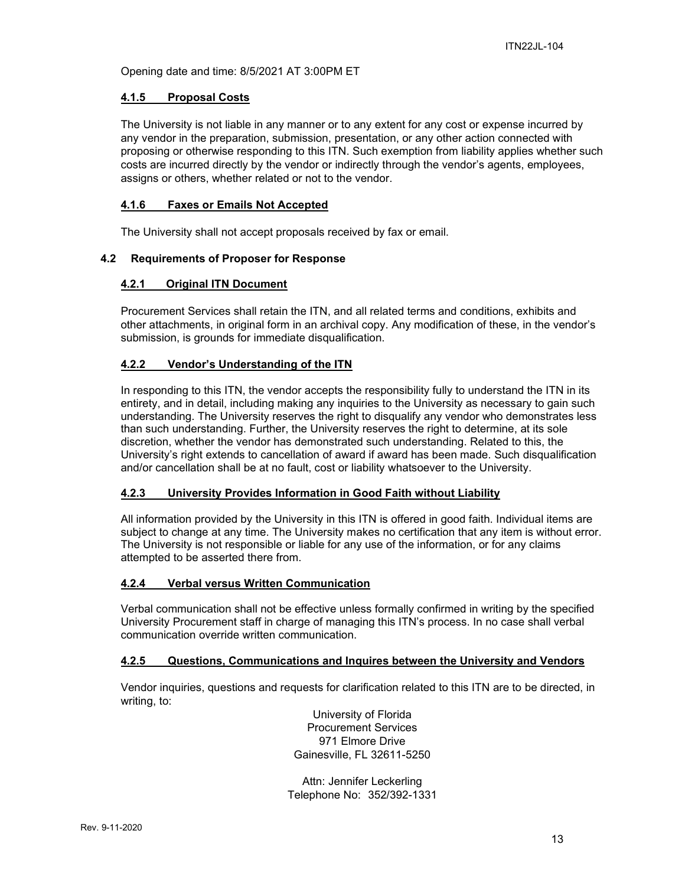Opening date and time: 8/5/2021 AT 3:00PM ET

#### 4.1.5 Proposal Costs

The University is not liable in any manner or to any extent for any cost or expense incurred by any vendor in the preparation, submission, presentation, or any other action connected with proposing or otherwise responding to this ITN. Such exemption from liability applies whether such costs are incurred directly by the vendor or indirectly through the vendor's agents, employees, assigns or others, whether related or not to the vendor.

#### 4.1.6 Faxes or Emails Not Accepted

The University shall not accept proposals received by fax or email.

### 4.2 Requirements of Proposer for Response

#### 4.2.1 Original ITN Document

Procurement Services shall retain the ITN, and all related terms and conditions, exhibits and other attachments, in original form in an archival copy. Any modification of these, in the vendor's submission, is grounds for immediate disqualification.

#### 4.2.2 Vendor's Understanding of the ITN

In responding to this ITN, the vendor accepts the responsibility fully to understand the ITN in its entirety, and in detail, including making any inquiries to the University as necessary to gain such understanding. The University reserves the right to disqualify any vendor who demonstrates less than such understanding. Further, the University reserves the right to determine, at its sole discretion, whether the vendor has demonstrated such understanding. Related to this, the University's right extends to cancellation of award if award has been made. Such disqualification and/or cancellation shall be at no fault, cost or liability whatsoever to the University.

#### 4.2.3 University Provides Information in Good Faith without Liability

All information provided by the University in this ITN is offered in good faith. Individual items are subject to change at any time. The University makes no certification that any item is without error. The University is not responsible or liable for any use of the information, or for any claims attempted to be asserted there from.

#### 4.2.4 Verbal versus Written Communication

Verbal communication shall not be effective unless formally confirmed in writing by the specified University Procurement staff in charge of managing this ITN's process. In no case shall verbal communication override written communication.

#### 4.2.5 Questions, Communications and Inquires between the University and Vendors

Vendor inquiries, questions and requests for clarification related to this ITN are to be directed, in writing, to:

University of Florida
Procurement Services
971 Elmore Drive
Gainesville, FL 32611-5250

Attn: Jennifer Leckerling
Telephone No: 352/392-1331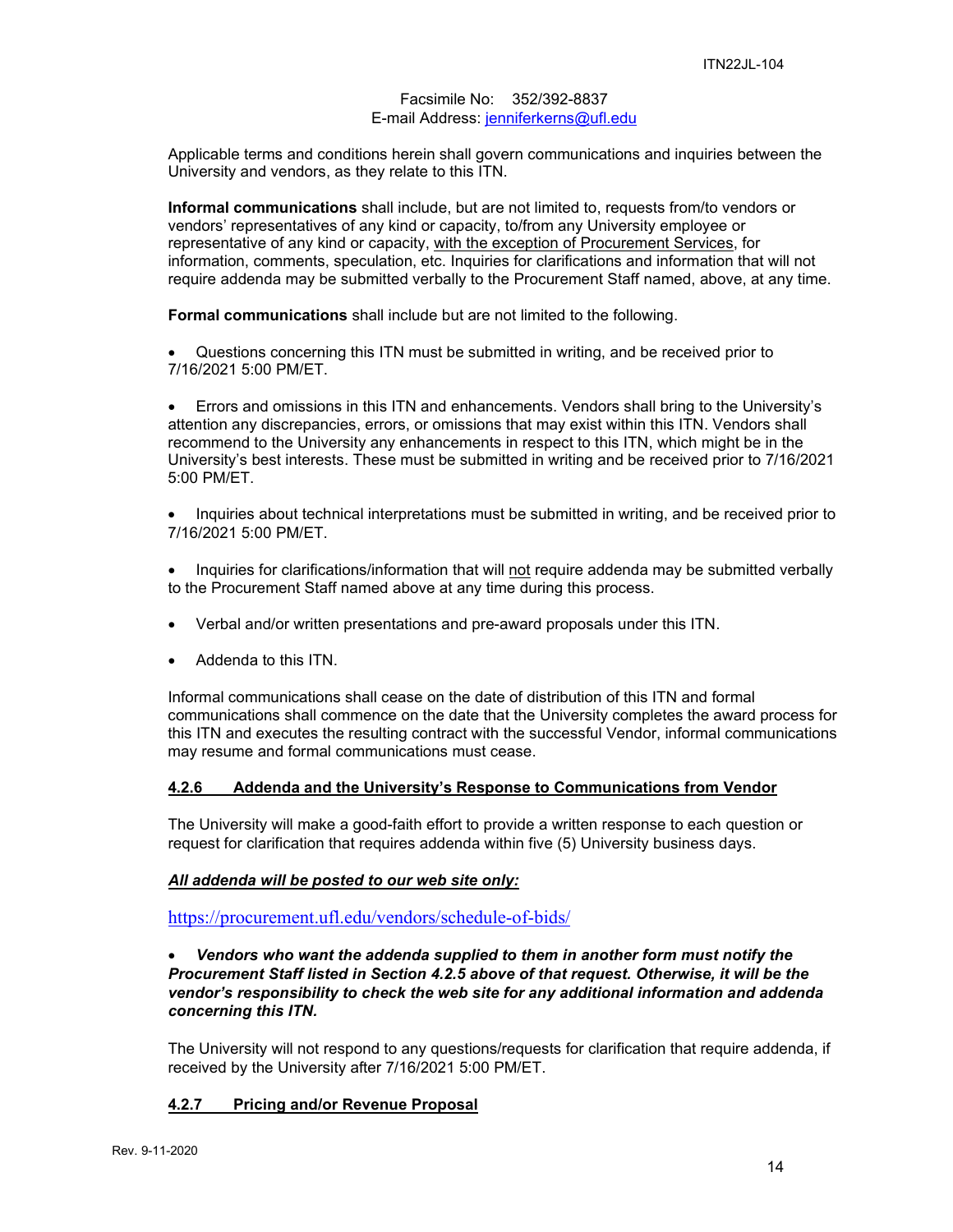Facsimile No: 352/392-8837
E-mail Address: jenniferkerns@ufl.edu

Applicable terms and conditions herein shall govern communications and inquiries between the University and vendors, as they relate to this ITN.

**Informal communications** shall include, but are not limited to, requests from/to vendors or vendors' representatives of any kind or capacity, to/from any University employee or representative of any kind or capacity, with the exception of Procurement Services, for information, comments, speculation, etc. Inquiries for clarifications and information that will not require addenda may be submitted verbally to the Procurement Staff named, above, at any time.

**Formal communications** shall include but are not limited to the following.

- Questions concerning this ITN must be submitted in writing, and be received prior to 7/16/2021 5:00 PM/ET.

- Errors and omissions in this ITN and enhancements. Vendors shall bring to the University's attention any discrepancies, errors, or omissions that may exist within this ITN. Vendors shall recommend to the University any enhancements in respect to this ITN, which might be in the University's best interests. These must be submitted in writing and be received prior to 7/16/2021 5:00 PM/ET.

- Inquiries about technical interpretations must be submitted in writing, and be received prior to 7/16/2021 5:00 PM/ET.

- Inquiries for clarifications/information that will not require addenda may be submitted verbally to the Procurement Staff named above at any time during this process.

- Verbal and/or written presentations and pre-award proposals under this ITN.

- Addenda to this ITN.

Informal communications shall cease on the date of distribution of this ITN and formal communications shall commence on the date that the University completes the award process for this ITN and executes the resulting contract with the successful Vendor, informal communications may resume and formal communications must cease.

#### 4.2.6 Addenda and the University's Response to Communications from Vendor

The University will make a good-faith effort to provide a written response to each question or request for clarification that requires addenda within five (5) University business days.

***All addenda will be posted to our web site only:***

https://procurement.ufl.edu/vendors/schedule-of-bids/

- ***Vendors who want the addenda supplied to them in another form must notify the Procurement Staff listed in Section 4.2.5 above of that request. Otherwise, it will be the vendor's responsibility to check the web site for any additional information and addenda concerning this ITN.***

The University will not respond to any questions/requests for clarification that require addenda, if received by the University after 7/16/2021 5:00 PM/ET.

#### 4.2.7 Pricing and/or Revenue Proposal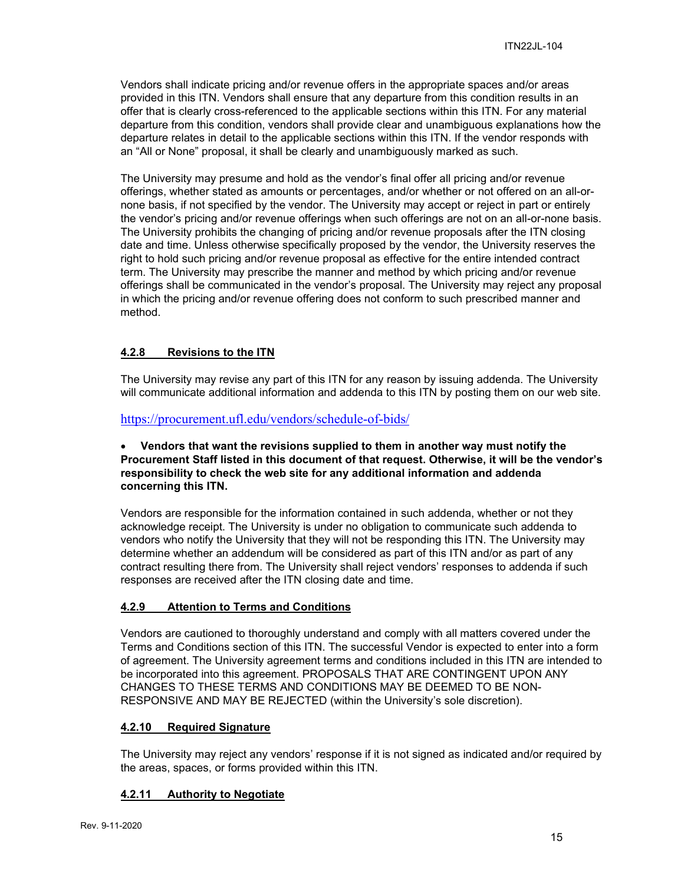Vendors shall indicate pricing and/or revenue offers in the appropriate spaces and/or areas provided in this ITN. Vendors shall ensure that any departure from this condition results in an offer that is clearly cross-referenced to the applicable sections within this ITN. For any material departure from this condition, vendors shall provide clear and unambiguous explanations how the departure relates in detail to the applicable sections within this ITN. If the vendor responds with an "All or None" proposal, it shall be clearly and unambiguously marked as such.

The University may presume and hold as the vendor's final offer all pricing and/or revenue offerings, whether stated as amounts or percentages, and/or whether or not offered on an all-or-none basis, if not specified by the vendor. The University may accept or reject in part or entirely the vendor's pricing and/or revenue offerings when such offerings are not on an all-or-none basis. The University prohibits the changing of pricing and/or revenue proposals after the ITN closing date and time. Unless otherwise specifically proposed by the vendor, the University reserves the right to hold such pricing and/or revenue proposal as effective for the entire intended contract term. The University may prescribe the manner and method by which pricing and/or revenue offerings shall be communicated in the vendor's proposal. The University may reject any proposal in which the pricing and/or revenue offering does not conform to such prescribed manner and method.

#### 4.2.8 Revisions to the ITN

The University may revise any part of this ITN for any reason by issuing addenda. The University will communicate additional information and addenda to this ITN by posting them on our web site.

https://procurement.ufl.edu/vendors/schedule-of-bids/

- **Vendors that want the revisions supplied to them in another way must notify the Procurement Staff listed in this document of that request. Otherwise, it will be the vendor's responsibility to check the web site for any additional information and addenda concerning this ITN.**

Vendors are responsible for the information contained in such addenda, whether or not they acknowledge receipt. The University is under no obligation to communicate such addenda to vendors who notify the University that they will not be responding this ITN. The University may determine whether an addendum will be considered as part of this ITN and/or as part of any contract resulting there from. The University shall reject vendors' responses to addenda if such responses are received after the ITN closing date and time.

#### 4.2.9 Attention to Terms and Conditions

Vendors are cautioned to thoroughly understand and comply with all matters covered under the Terms and Conditions section of this ITN. The successful Vendor is expected to enter into a form of agreement. The University agreement terms and conditions included in this ITN are intended to be incorporated into this agreement. PROPOSALS THAT ARE CONTINGENT UPON ANY CHANGES TO THESE TERMS AND CONDITIONS MAY BE DEEMED TO BE NON-RESPONSIVE AND MAY BE REJECTED (within the University's sole discretion).

#### 4.2.10 Required Signature

The University may reject any vendors' response if it is not signed as indicated and/or required by the areas, spaces, or forms provided within this ITN.

#### 4.2.11 Authority to Negotiate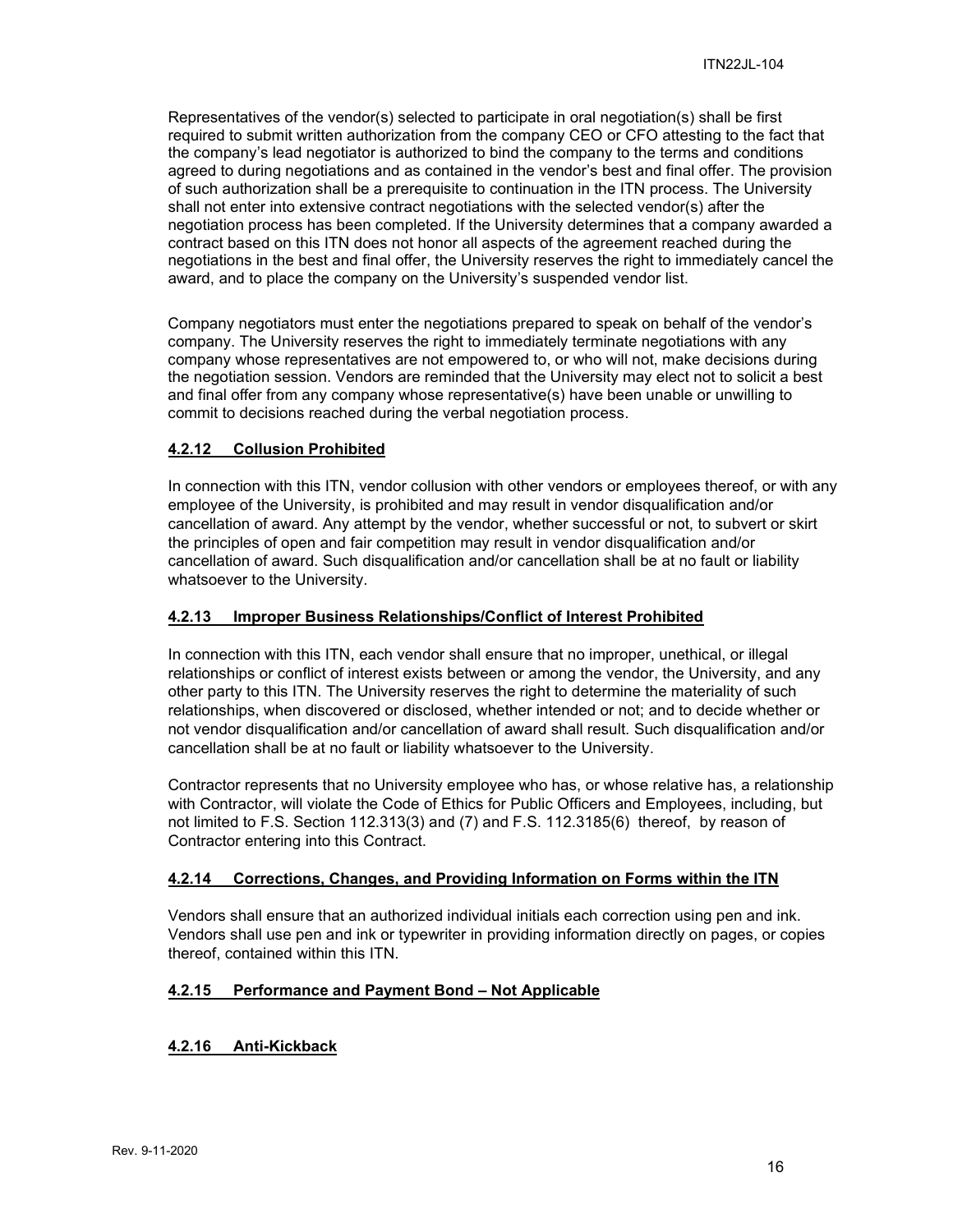Representatives of the vendor(s) selected to participate in oral negotiation(s) shall be first required to submit written authorization from the company CEO or CFO attesting to the fact that the company's lead negotiator is authorized to bind the company to the terms and conditions agreed to during negotiations and as contained in the vendor's best and final offer. The provision of such authorization shall be a prerequisite to continuation in the ITN process. The University shall not enter into extensive contract negotiations with the selected vendor(s) after the negotiation process has been completed. If the University determines that a company awarded a contract based on this ITN does not honor all aspects of the agreement reached during the negotiations in the best and final offer, the University reserves the right to immediately cancel the award, and to place the company on the University's suspended vendor list.

Company negotiators must enter the negotiations prepared to speak on behalf of the vendor's company. The University reserves the right to immediately terminate negotiations with any company whose representatives are not empowered to, or who will not, make decisions during the negotiation session. Vendors are reminded that the University may elect not to solicit a best and final offer from any company whose representative(s) have been unable or unwilling to commit to decisions reached during the verbal negotiation process.

#### **4.2.12 Collusion Prohibited**

In connection with this ITN, vendor collusion with other vendors or employees thereof, or with any employee of the University, is prohibited and may result in vendor disqualification and/or cancellation of award. Any attempt by the vendor, whether successful or not, to subvert or skirt the principles of open and fair competition may result in vendor disqualification and/or cancellation of award. Such disqualification and/or cancellation shall be at no fault or liability whatsoever to the University.

#### **4.2.13 Improper Business Relationships/Conflict of Interest Prohibited**

In connection with this ITN, each vendor shall ensure that no improper, unethical, or illegal relationships or conflict of interest exists between or among the vendor, the University, and any other party to this ITN. The University reserves the right to determine the materiality of such relationships, when discovered or disclosed, whether intended or not; and to decide whether or not vendor disqualification and/or cancellation of award shall result. Such disqualification and/or cancellation shall be at no fault or liability whatsoever to the University.

Contractor represents that no University employee who has, or whose relative has, a relationship with Contractor, will violate the Code of Ethics for Public Officers and Employees, including, but not limited to F.S. Section 112.313(3) and (7) and F.S. 112.3185(6) thereof, by reason of Contractor entering into this Contract.

#### **4.2.14 Corrections, Changes, and Providing Information on Forms within the ITN**

Vendors shall ensure that an authorized individual initials each correction using pen and ink. Vendors shall use pen and ink or typewriter in providing information directly on pages, or copies thereof, contained within this ITN.

#### **4.2.15 Performance and Payment Bond – Not Applicable**

#### **4.2.16 Anti-Kickback**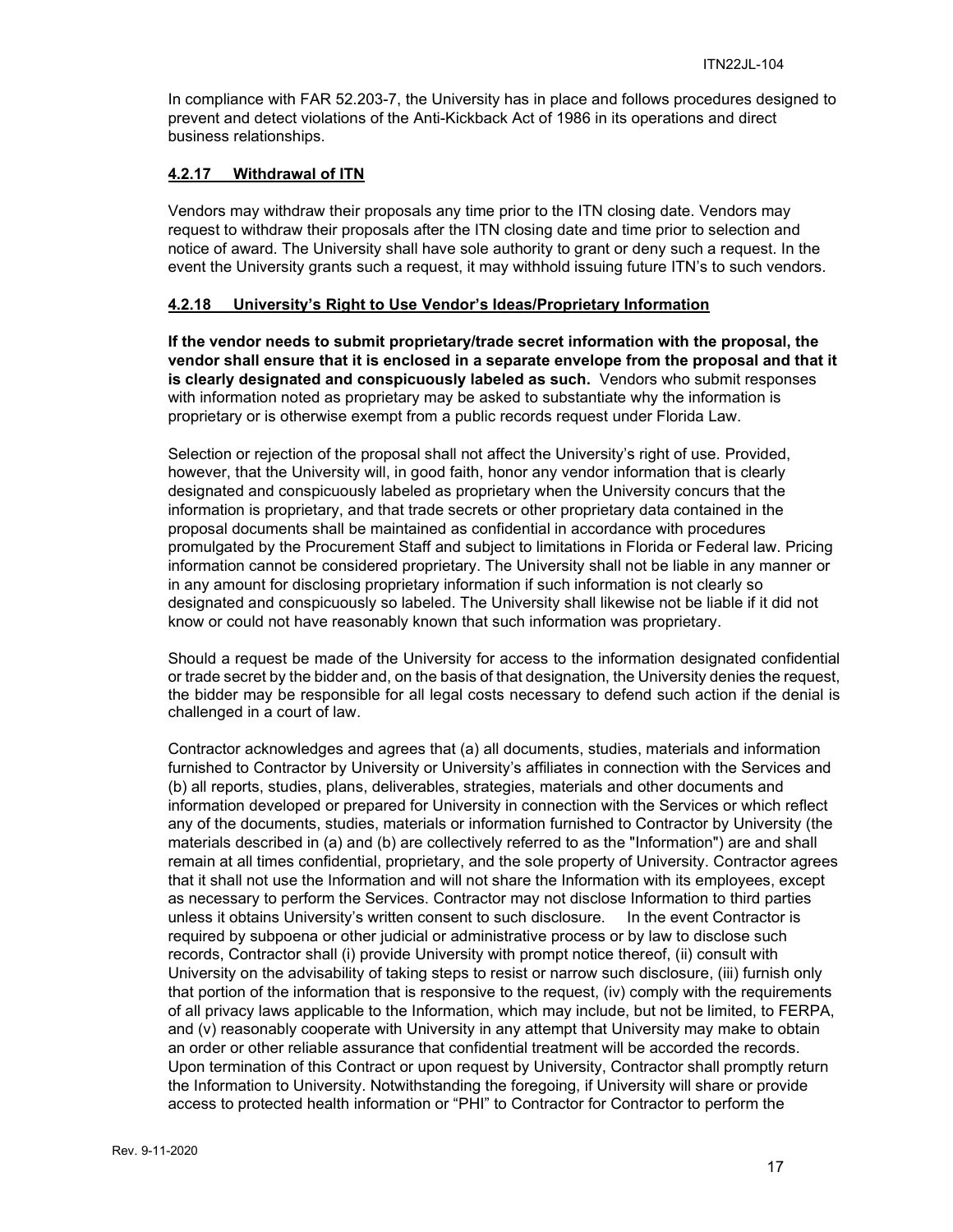In compliance with FAR 52.203-7, the University has in place and follows procedures designed to prevent and detect violations of the Anti-Kickback Act of 1986 in its operations and direct business relationships.

#### 4.2.17 Withdrawal of ITN

Vendors may withdraw their proposals any time prior to the ITN closing date. Vendors may request to withdraw their proposals after the ITN closing date and time prior to selection and notice of award. The University shall have sole authority to grant or deny such a request. In the event the University grants such a request, it may withhold issuing future ITN's to such vendors.

#### 4.2.18 University's Right to Use Vendor's Ideas/Proprietary Information

**If the vendor needs to submit proprietary/trade secret information with the proposal, the vendor shall ensure that it is enclosed in a separate envelope from the proposal and that it is clearly designated and conspicuously labeled as such.** Vendors who submit responses with information noted as proprietary may be asked to substantiate why the information is proprietary or is otherwise exempt from a public records request under Florida Law.

Selection or rejection of the proposal shall not affect the University's right of use. Provided, however, that the University will, in good faith, honor any vendor information that is clearly designated and conspicuously labeled as proprietary when the University concurs that the information is proprietary, and that trade secrets or other proprietary data contained in the proposal documents shall be maintained as confidential in accordance with procedures promulgated by the Procurement Staff and subject to limitations in Florida or Federal law. Pricing information cannot be considered proprietary. The University shall not be liable in any manner or in any amount for disclosing proprietary information if such information is not clearly so designated and conspicuously so labeled. The University shall likewise not be liable if it did not know or could not have reasonably known that such information was proprietary.

Should a request be made of the University for access to the information designated confidential or trade secret by the bidder and, on the basis of that designation, the University denies the request, the bidder may be responsible for all legal costs necessary to defend such action if the denial is challenged in a court of law.

Contractor acknowledges and agrees that (a) all documents, studies, materials and information furnished to Contractor by University or University's affiliates in connection with the Services and (b) all reports, studies, plans, deliverables, strategies, materials and other documents and information developed or prepared for University in connection with the Services or which reflect any of the documents, studies, materials or information furnished to Contractor by University (the materials described in (a) and (b) are collectively referred to as the "Information") are and shall remain at all times confidential, proprietary, and the sole property of University. Contractor agrees that it shall not use the Information and will not share the Information with its employees, except as necessary to perform the Services. Contractor may not disclose Information to third parties unless it obtains University's written consent to such disclosure. In the event Contractor is required by subpoena or other judicial or administrative process or by law to disclose such records, Contractor shall (i) provide University with prompt notice thereof, (ii) consult with University on the advisability of taking steps to resist or narrow such disclosure, (iii) furnish only that portion of the information that is responsive to the request, (iv) comply with the requirements of all privacy laws applicable to the Information, which may include, but not be limited, to FERPA, and (v) reasonably cooperate with University in any attempt that University may make to obtain an order or other reliable assurance that confidential treatment will be accorded the records. Upon termination of this Contract or upon request by University, Contractor shall promptly return the Information to University. Notwithstanding the foregoing, if University will share or provide access to protected health information or "PHI" to Contractor for Contractor to perform the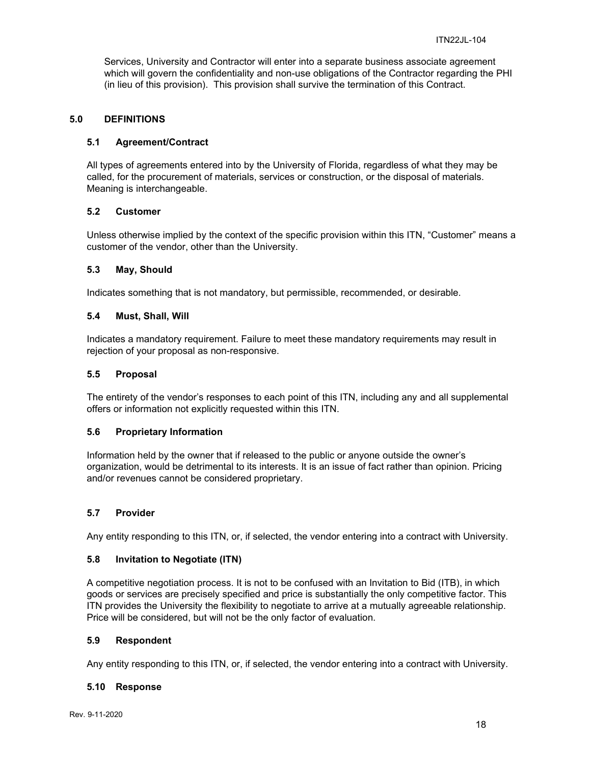Services, University and Contractor will enter into a separate business associate agreement which will govern the confidentiality and non-use obligations of the Contractor regarding the PHI (in lieu of this provision). This provision shall survive the termination of this Contract.

## 5.0 DEFINITIONS

### 5.1 Agreement/Contract

All types of agreements entered into by the University of Florida, regardless of what they may be called, for the procurement of materials, services or construction, or the disposal of materials. Meaning is interchangeable.

### 5.2 Customer

Unless otherwise implied by the context of the specific provision within this ITN, "Customer" means a customer of the vendor, other than the University.

### 5.3 May, Should

Indicates something that is not mandatory, but permissible, recommended, or desirable.

### 5.4 Must, Shall, Will

Indicates a mandatory requirement. Failure to meet these mandatory requirements may result in rejection of your proposal as non-responsive.

### 5.5 Proposal

The entirety of the vendor's responses to each point of this ITN, including any and all supplemental offers or information not explicitly requested within this ITN.

### 5.6 Proprietary Information

Information held by the owner that if released to the public or anyone outside the owner's organization, would be detrimental to its interests. It is an issue of fact rather than opinion. Pricing and/or revenues cannot be considered proprietary.

### 5.7 Provider

Any entity responding to this ITN, or, if selected, the vendor entering into a contract with University.

### 5.8 Invitation to Negotiate (ITN)

A competitive negotiation process. It is not to be confused with an Invitation to Bid (ITB), in which goods or services are precisely specified and price is substantially the only competitive factor. This ITN provides the University the flexibility to negotiate to arrive at a mutually agreeable relationship. Price will be considered, but will not be the only factor of evaluation.

### 5.9 Respondent

Any entity responding to this ITN, or, if selected, the vendor entering into a contract with University.

### 5.10 Response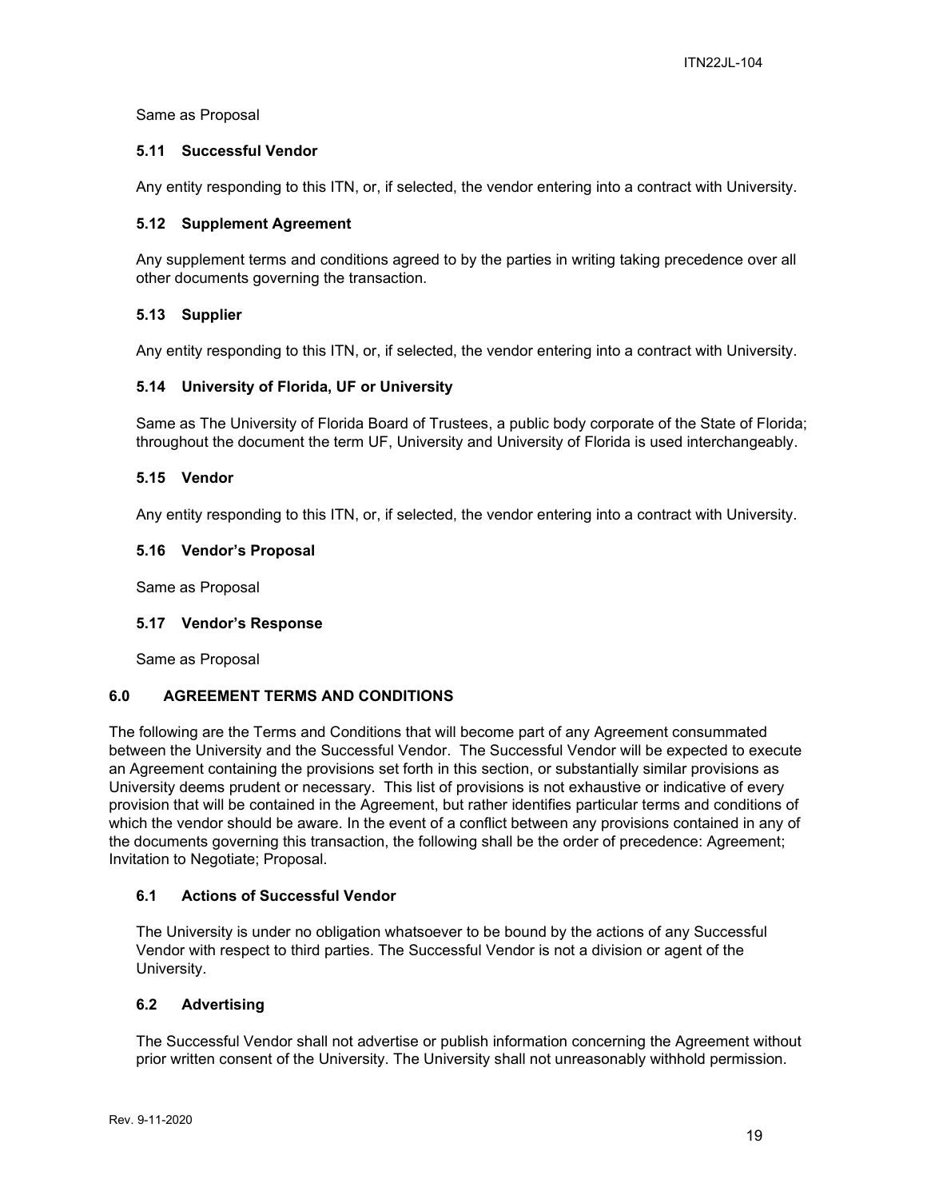Same as Proposal

### 5.11 Successful Vendor

Any entity responding to this ITN, or, if selected, the vendor entering into a contract with University.

### 5.12 Supplement Agreement

Any supplement terms and conditions agreed to by the parties in writing taking precedence over all other documents governing the transaction.

### 5.13 Supplier

Any entity responding to this ITN, or, if selected, the vendor entering into a contract with University.

### 5.14 University of Florida, UF or University

Same as The University of Florida Board of Trustees, a public body corporate of the State of Florida; throughout the document the term UF, University and University of Florida is used interchangeably.

### 5.15 Vendor

Any entity responding to this ITN, or, if selected, the vendor entering into a contract with University.

### 5.16 Vendor's Proposal

Same as Proposal

### 5.17 Vendor's Response

Same as Proposal

## 6.0 AGREEMENT TERMS AND CONDITIONS

The following are the Terms and Conditions that will become part of any Agreement consummated between the University and the Successful Vendor. The Successful Vendor will be expected to execute an Agreement containing the provisions set forth in this section, or substantially similar provisions as University deems prudent or necessary. This list of provisions is not exhaustive or indicative of every provision that will be contained in the Agreement, but rather identifies particular terms and conditions of which the vendor should be aware. In the event of a conflict between any provisions contained in any of the documents governing this transaction, the following shall be the order of precedence: Agreement; Invitation to Negotiate; Proposal.

### 6.1 Actions of Successful Vendor

The University is under no obligation whatsoever to be bound by the actions of any Successful Vendor with respect to third parties. The Successful Vendor is not a division or agent of the University.

### 6.2 Advertising

The Successful Vendor shall not advertise or publish information concerning the Agreement without prior written consent of the University. The University shall not unreasonably withhold permission.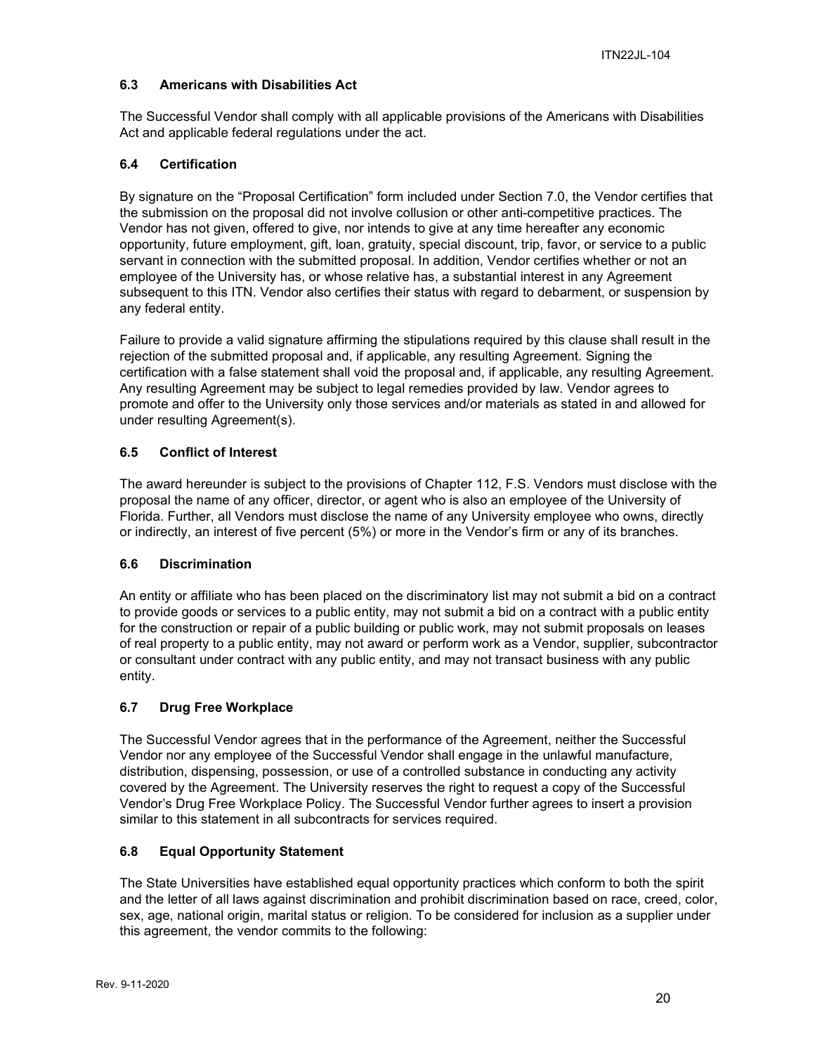### 6.3 Americans with Disabilities Act

The Successful Vendor shall comply with all applicable provisions of the Americans with Disabilities Act and applicable federal regulations under the act.

### 6.4 Certification

By signature on the "Proposal Certification" form included under Section 7.0, the Vendor certifies that the submission on the proposal did not involve collusion or other anti-competitive practices. The Vendor has not given, offered to give, nor intends to give at any time hereafter any economic opportunity, future employment, gift, loan, gratuity, special discount, trip, favor, or service to a public servant in connection with the submitted proposal. In addition, Vendor certifies whether or not an employee of the University has, or whose relative has, a substantial interest in any Agreement subsequent to this ITN. Vendor also certifies their status with regard to debarment, or suspension by any federal entity.

Failure to provide a valid signature affirming the stipulations required by this clause shall result in the rejection of the submitted proposal and, if applicable, any resulting Agreement. Signing the certification with a false statement shall void the proposal and, if applicable, any resulting Agreement. Any resulting Agreement may be subject to legal remedies provided by law. Vendor agrees to promote and offer to the University only those services and/or materials as stated in and allowed for under resulting Agreement(s).

### 6.5 Conflict of Interest

The award hereunder is subject to the provisions of Chapter 112, F.S. Vendors must disclose with the proposal the name of any officer, director, or agent who is also an employee of the University of Florida. Further, all Vendors must disclose the name of any University employee who owns, directly or indirectly, an interest of five percent (5%) or more in the Vendor's firm or any of its branches.

### 6.6 Discrimination

An entity or affiliate who has been placed on the discriminatory list may not submit a bid on a contract to provide goods or services to a public entity, may not submit a bid on a contract with a public entity for the construction or repair of a public building or public work, may not submit proposals on leases of real property to a public entity, may not award or perform work as a Vendor, supplier, subcontractor or consultant under contract with any public entity, and may not transact business with any public entity.

### 6.7 Drug Free Workplace

The Successful Vendor agrees that in the performance of the Agreement, neither the Successful Vendor nor any employee of the Successful Vendor shall engage in the unlawful manufacture, distribution, dispensing, possession, or use of a controlled substance in conducting any activity covered by the Agreement. The University reserves the right to request a copy of the Successful Vendor's Drug Free Workplace Policy. The Successful Vendor further agrees to insert a provision similar to this statement in all subcontracts for services required.

### 6.8 Equal Opportunity Statement

The State Universities have established equal opportunity practices which conform to both the spirit and the letter of all laws against discrimination and prohibit discrimination based on race, creed, color, sex, age, national origin, marital status or religion. To be considered for inclusion as a supplier under this agreement, the vendor commits to the following: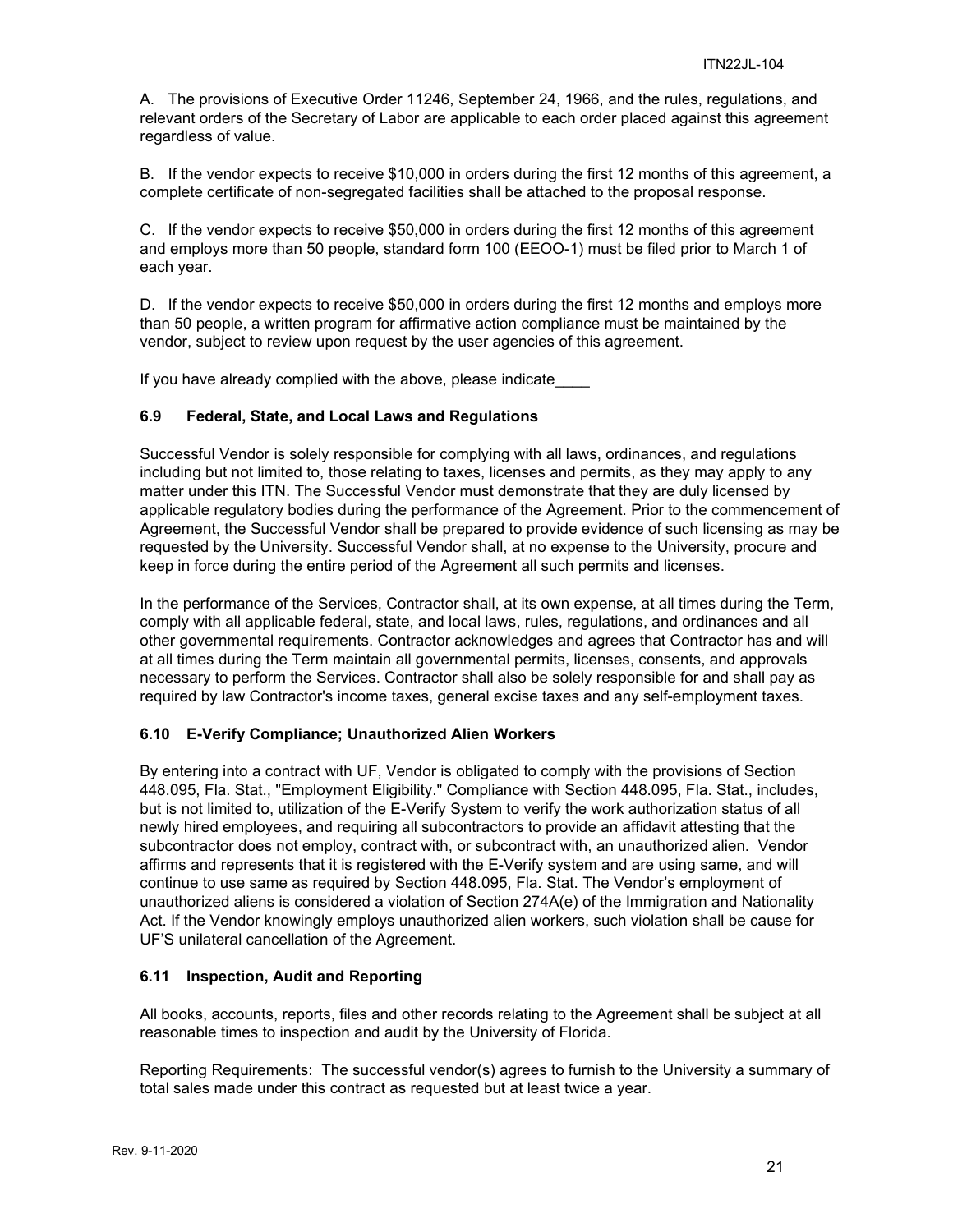A. The provisions of Executive Order 11246, September 24, 1966, and the rules, regulations, and relevant orders of the Secretary of Labor are applicable to each order placed against this agreement regardless of value.

B. If the vendor expects to receive $10,000 in orders during the first 12 months of this agreement, a complete certificate of non-segregated facilities shall be attached to the proposal response.

C. If the vendor expects to receive $50,000 in orders during the first 12 months of this agreement and employs more than 50 people, standard form 100 (EEOO-1) must be filed prior to March 1 of each year.

D. If the vendor expects to receive $50,000 in orders during the first 12 months and employs more than 50 people, a written program for affirmative action compliance must be maintained by the vendor, subject to review upon request by the user agencies of this agreement.

If you have already complied with the above, please indicate____

### 6.9 Federal, State, and Local Laws and Regulations

Successful Vendor is solely responsible for complying with all laws, ordinances, and regulations including but not limited to, those relating to taxes, licenses and permits, as they may apply to any matter under this ITN. The Successful Vendor must demonstrate that they are duly licensed by applicable regulatory bodies during the performance of the Agreement. Prior to the commencement of Agreement, the Successful Vendor shall be prepared to provide evidence of such licensing as may be requested by the University. Successful Vendor shall, at no expense to the University, procure and keep in force during the entire period of the Agreement all such permits and licenses.

In the performance of the Services, Contractor shall, at its own expense, at all times during the Term, comply with all applicable federal, state, and local laws, rules, regulations, and ordinances and all other governmental requirements. Contractor acknowledges and agrees that Contractor has and will at all times during the Term maintain all governmental permits, licenses, consents, and approvals necessary to perform the Services. Contractor shall also be solely responsible for and shall pay as required by law Contractor's income taxes, general excise taxes and any self-employment taxes.

### 6.10 E-Verify Compliance; Unauthorized Alien Workers

By entering into a contract with UF, Vendor is obligated to comply with the provisions of Section 448.095, Fla. Stat., "Employment Eligibility." Compliance with Section 448.095, Fla. Stat., includes, but is not limited to, utilization of the E-Verify System to verify the work authorization status of all newly hired employees, and requiring all subcontractors to provide an affidavit attesting that the subcontractor does not employ, contract with, or subcontract with, an unauthorized alien. Vendor affirms and represents that it is registered with the E-Verify system and are using same, and will continue to use same as required by Section 448.095, Fla. Stat. The Vendor's employment of unauthorized aliens is considered a violation of Section 274A(e) of the Immigration and Nationality Act. If the Vendor knowingly employs unauthorized alien workers, such violation shall be cause for UF'S unilateral cancellation of the Agreement.

### 6.11 Inspection, Audit and Reporting

All books, accounts, reports, files and other records relating to the Agreement shall be subject at all reasonable times to inspection and audit by the University of Florida.

Reporting Requirements: The successful vendor(s) agrees to furnish to the University a summary of total sales made under this contract as requested but at least twice a year.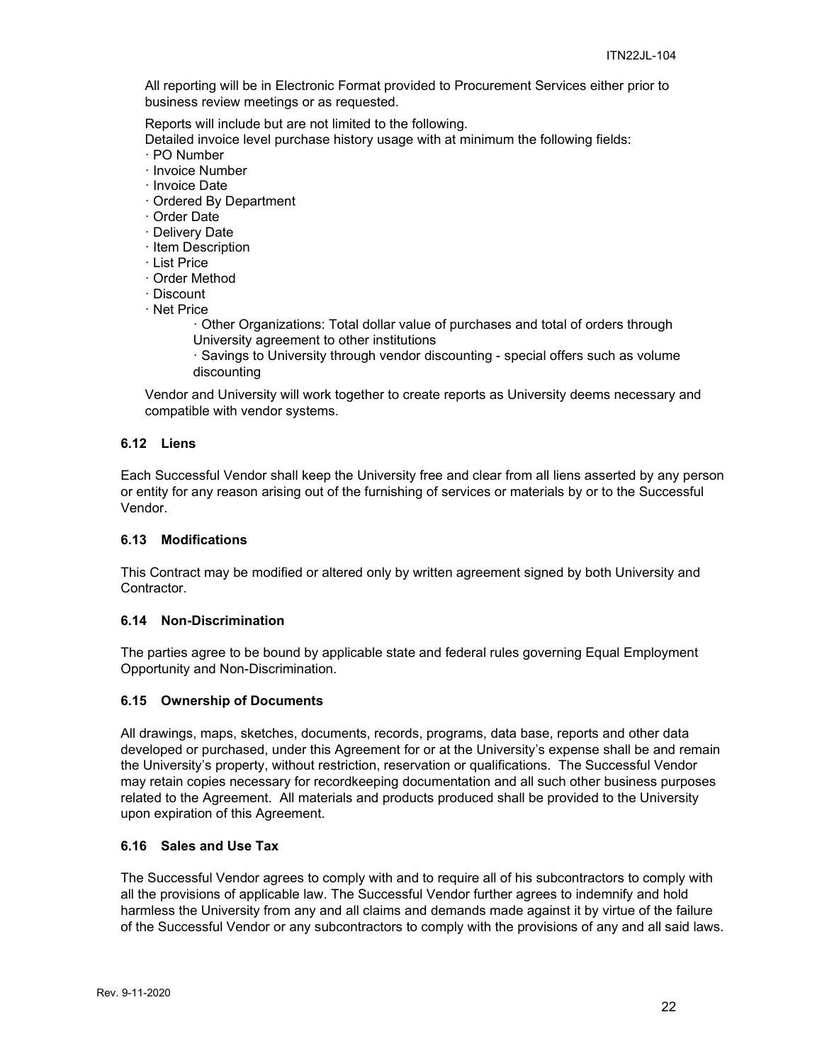All reporting will be in Electronic Format provided to Procurement Services either prior to business review meetings or as requested.

Reports will include but are not limited to the following.

Detailed invoice level purchase history usage with at minimum the following fields:

- PO Number
- Invoice Number
- Invoice Date
- Ordered By Department
- Order Date
- Delivery Date
- Item Description
- List Price
- Order Method
- Discount
- Net Price
  - Other Organizations: Total dollar value of purchases and total of orders through University agreement to other institutions
  - Savings to University through vendor discounting - special offers such as volume discounting

Vendor and University will work together to create reports as University deems necessary and compatible with vendor systems.

### 6.12 Liens

Each Successful Vendor shall keep the University free and clear from all liens asserted by any person or entity for any reason arising out of the furnishing of services or materials by or to the Successful Vendor.

### 6.13 Modifications

This Contract may be modified or altered only by written agreement signed by both University and Contractor.

### 6.14 Non-Discrimination

The parties agree to be bound by applicable state and federal rules governing Equal Employment Opportunity and Non-Discrimination.

### 6.15 Ownership of Documents

All drawings, maps, sketches, documents, records, programs, data base, reports and other data developed or purchased, under this Agreement for or at the University's expense shall be and remain the University's property, without restriction, reservation or qualifications. The Successful Vendor may retain copies necessary for recordkeeping documentation and all such other business purposes related to the Agreement. All materials and products produced shall be provided to the University upon expiration of this Agreement.

### 6.16 Sales and Use Tax

The Successful Vendor agrees to comply with and to require all of his subcontractors to comply with all the provisions of applicable law. The Successful Vendor further agrees to indemnify and hold harmless the University from any and all claims and demands made against it by virtue of the failure of the Successful Vendor or any subcontractors to comply with the provisions of any and all said laws.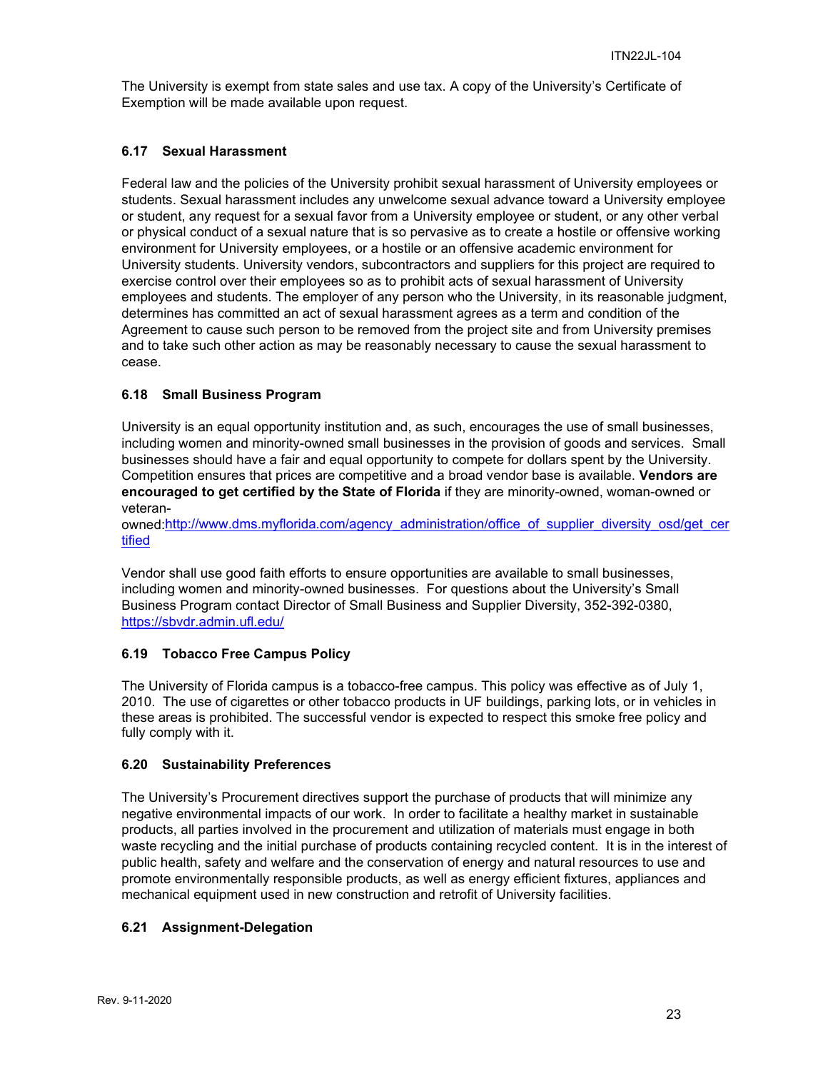The University is exempt from state sales and use tax. A copy of the University's Certificate of Exemption will be made available upon request.

### 6.17 Sexual Harassment

Federal law and the policies of the University prohibit sexual harassment of University employees or students. Sexual harassment includes any unwelcome sexual advance toward a University employee or student, any request for a sexual favor from a University employee or student, or any other verbal or physical conduct of a sexual nature that is so pervasive as to create a hostile or offensive working environment for University employees, or a hostile or an offensive academic environment for University students. University vendors, subcontractors and suppliers for this project are required to exercise control over their employees so as to prohibit acts of sexual harassment of University employees and students. The employer of any person who the University, in its reasonable judgment, determines has committed an act of sexual harassment agrees as a term and condition of the Agreement to cause such person to be removed from the project site and from University premises and to take such other action as may be reasonably necessary to cause the sexual harassment to cease.

### 6.18 Small Business Program

University is an equal opportunity institution and, as such, encourages the use of small businesses, including women and minority-owned small businesses in the provision of goods and services. Small businesses should have a fair and equal opportunity to compete for dollars spent by the University. Competition ensures that prices are competitive and a broad vendor base is available. **Vendors are encouraged to get certified by the State of Florida** if they are minority-owned, woman-owned or veteran-owned:[http://www.dms.myflorida.com/agency_administration/office_of_supplier_diversity_osd/get_certified](http://www.dms.myflorida.com/agency_administration/office_of_supplier_diversity_osd/get_certified)

Vendor shall use good faith efforts to ensure opportunities are available to small businesses, including women and minority-owned businesses. For questions about the University's Small Business Program contact Director of Small Business and Supplier Diversity, 352-392-0380, [https://sbvdr.admin.ufl.edu/](https://sbvdr.admin.ufl.edu/)

### 6.19 Tobacco Free Campus Policy

The University of Florida campus is a tobacco-free campus. This policy was effective as of July 1, 2010. The use of cigarettes or other tobacco products in UF buildings, parking lots, or in vehicles in these areas is prohibited. The successful vendor is expected to respect this smoke free policy and fully comply with it.

### 6.20 Sustainability Preferences

The University's Procurement directives support the purchase of products that will minimize any negative environmental impacts of our work. In order to facilitate a healthy market in sustainable products, all parties involved in the procurement and utilization of materials must engage in both waste recycling and the initial purchase of products containing recycled content. It is in the interest of public health, safety and welfare and the conservation of energy and natural resources to use and promote environmentally responsible products, as well as energy efficient fixtures, appliances and mechanical equipment used in new construction and retrofit of University facilities.

### 6.21 Assignment-Delegation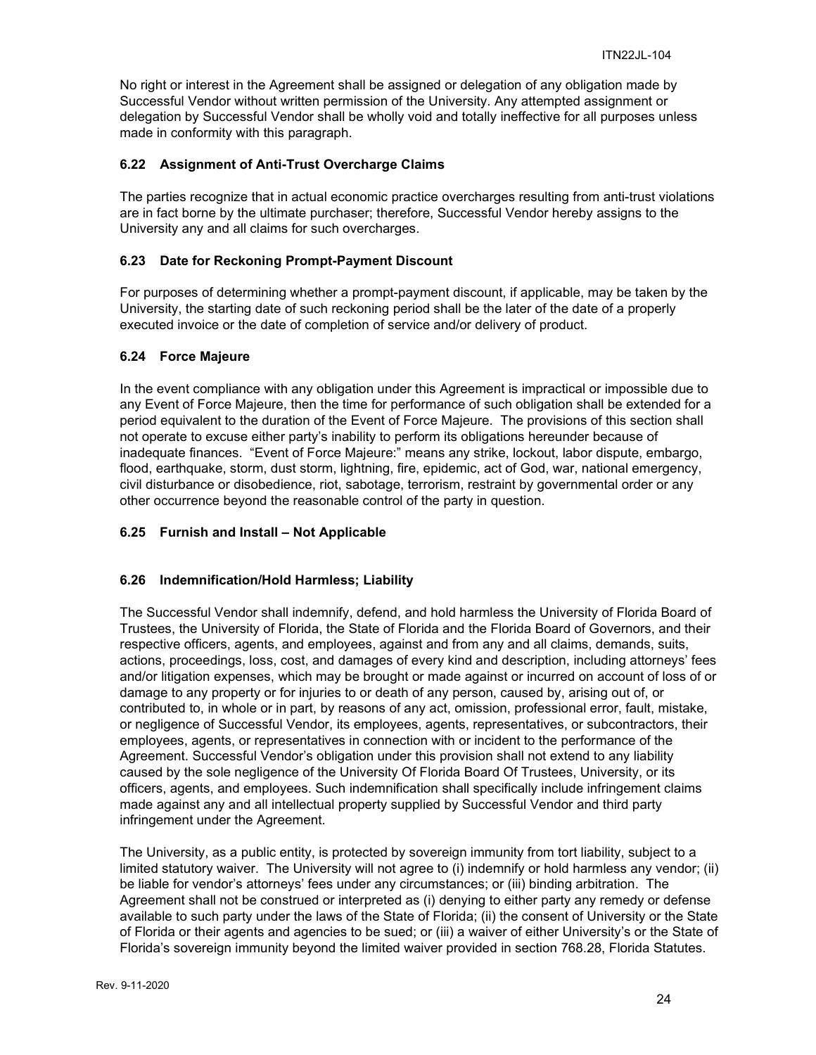No right or interest in the Agreement shall be assigned or delegation of any obligation made by Successful Vendor without written permission of the University. Any attempted assignment or delegation by Successful Vendor shall be wholly void and totally ineffective for all purposes unless made in conformity with this paragraph.

### 6.22 Assignment of Anti-Trust Overcharge Claims

The parties recognize that in actual economic practice overcharges resulting from anti-trust violations are in fact borne by the ultimate purchaser; therefore, Successful Vendor hereby assigns to the University any and all claims for such overcharges.

### 6.23 Date for Reckoning Prompt-Payment Discount

For purposes of determining whether a prompt-payment discount, if applicable, may be taken by the University, the starting date of such reckoning period shall be the later of the date of a properly executed invoice or the date of completion of service and/or delivery of product.

### 6.24 Force Majeure

In the event compliance with any obligation under this Agreement is impractical or impossible due to any Event of Force Majeure, then the time for performance of such obligation shall be extended for a period equivalent to the duration of the Event of Force Majeure. The provisions of this section shall not operate to excuse either party's inability to perform its obligations hereunder because of inadequate finances. "Event of Force Majeure:" means any strike, lockout, labor dispute, embargo, flood, earthquake, storm, dust storm, lightning, fire, epidemic, act of God, war, national emergency, civil disturbance or disobedience, riot, sabotage, terrorism, restraint by governmental order or any other occurrence beyond the reasonable control of the party in question.

### 6.25 Furnish and Install – Not Applicable

### 6.26 Indemnification/Hold Harmless; Liability

The Successful Vendor shall indemnify, defend, and hold harmless the University of Florida Board of Trustees, the University of Florida, the State of Florida and the Florida Board of Governors, and their respective officers, agents, and employees, against and from any and all claims, demands, suits, actions, proceedings, loss, cost, and damages of every kind and description, including attorneys' fees and/or litigation expenses, which may be brought or made against or incurred on account of loss of or damage to any property or for injuries to or death of any person, caused by, arising out of, or contributed to, in whole or in part, by reasons of any act, omission, professional error, fault, mistake, or negligence of Successful Vendor, its employees, agents, representatives, or subcontractors, their employees, agents, or representatives in connection with or incident to the performance of the Agreement. Successful Vendor's obligation under this provision shall not extend to any liability caused by the sole negligence of the University Of Florida Board Of Trustees, University, or its officers, agents, and employees. Such indemnification shall specifically include infringement claims made against any and all intellectual property supplied by Successful Vendor and third party infringement under the Agreement.

The University, as a public entity, is protected by sovereign immunity from tort liability, subject to a limited statutory waiver. The University will not agree to (i) indemnify or hold harmless any vendor; (ii) be liable for vendor's attorneys' fees under any circumstances; or (iii) binding arbitration. The Agreement shall not be construed or interpreted as (i) denying to either party any remedy or defense available to such party under the laws of the State of Florida; (ii) the consent of University or the State of Florida or their agents and agencies to be sued; or (iii) a waiver of either University's or the State of Florida's sovereign immunity beyond the limited waiver provided in section 768.28, Florida Statutes.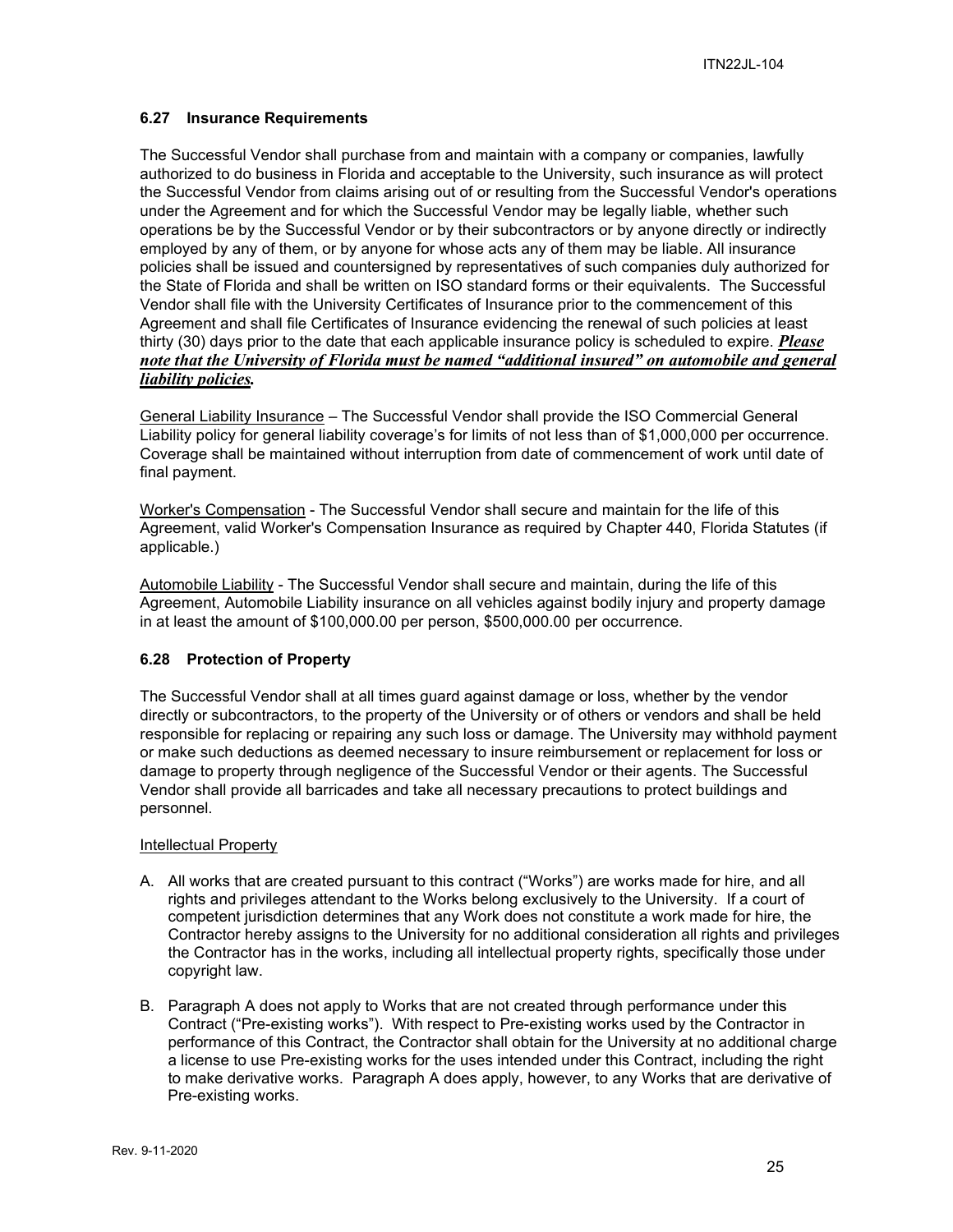### 6.27 Insurance Requirements

The Successful Vendor shall purchase from and maintain with a company or companies, lawfully authorized to do business in Florida and acceptable to the University, such insurance as will protect the Successful Vendor from claims arising out of or resulting from the Successful Vendor's operations under the Agreement and for which the Successful Vendor may be legally liable, whether such operations be by the Successful Vendor or by their subcontractors or by anyone directly or indirectly employed by any of them, or by anyone for whose acts any of them may be liable. All insurance policies shall be issued and countersigned by representatives of such companies duly authorized for the State of Florida and shall be written on ISO standard forms or their equivalents. The Successful Vendor shall file with the University Certificates of Insurance prior to the commencement of this Agreement and shall file Certificates of Insurance evidencing the renewal of such policies at least thirty (30) days prior to the date that each applicable insurance policy is scheduled to expire. ***Please note that the University of Florida must be named "additional insured" on automobile and general liability policies.***

General Liability Insurance – The Successful Vendor shall provide the ISO Commercial General Liability policy for general liability coverage's for limits of not less than of $1,000,000 per occurrence. Coverage shall be maintained without interruption from date of commencement of work until date of final payment.

Worker's Compensation - The Successful Vendor shall secure and maintain for the life of this Agreement, valid Worker's Compensation Insurance as required by Chapter 440, Florida Statutes (if applicable.)

Automobile Liability - The Successful Vendor shall secure and maintain, during the life of this Agreement, Automobile Liability insurance on all vehicles against bodily injury and property damage in at least the amount of $100,000.00 per person, $500,000.00 per occurrence.

### 6.28 Protection of Property

The Successful Vendor shall at all times guard against damage or loss, whether by the vendor directly or subcontractors, to the property of the University or of others or vendors and shall be held responsible for replacing or repairing any such loss or damage. The University may withhold payment or make such deductions as deemed necessary to insure reimbursement or replacement for loss or damage to property through negligence of the Successful Vendor or their agents. The Successful Vendor shall provide all barricades and take all necessary precautions to protect buildings and personnel.

Intellectual Property

A. All works that are created pursuant to this contract ("Works") are works made for hire, and all rights and privileges attendant to the Works belong exclusively to the University. If a court of competent jurisdiction determines that any Work does not constitute a work made for hire, the Contractor hereby assigns to the University for no additional consideration all rights and privileges the Contractor has in the works, including all intellectual property rights, specifically those under copyright law.

B. Paragraph A does not apply to Works that are not created through performance under this Contract ("Pre-existing works"). With respect to Pre-existing works used by the Contractor in performance of this Contract, the Contractor shall obtain for the University at no additional charge a license to use Pre-existing works for the uses intended under this Contract, including the right to make derivative works. Paragraph A does apply, however, to any Works that are derivative of Pre-existing works.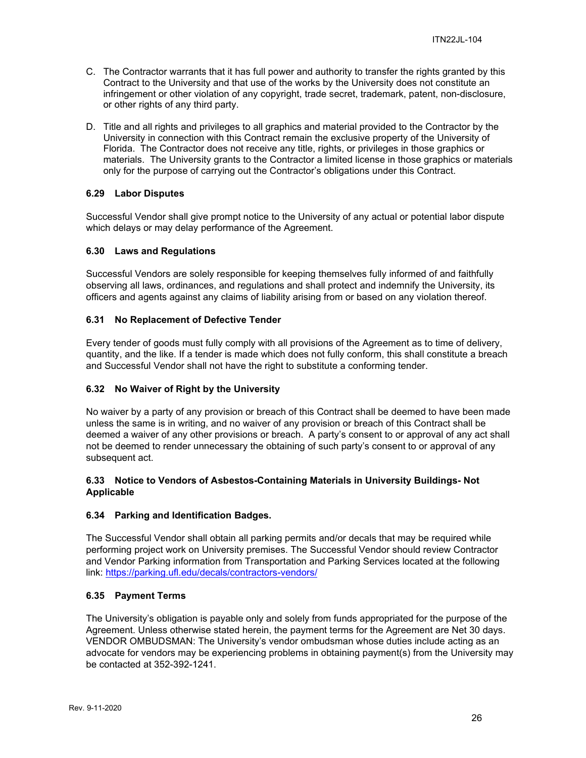C. The Contractor warrants that it has full power and authority to transfer the rights granted by this Contract to the University and that use of the works by the University does not constitute an infringement or other violation of any copyright, trade secret, trademark, patent, non-disclosure, or other rights of any third party.

D. Title and all rights and privileges to all graphics and material provided to the Contractor by the University in connection with this Contract remain the exclusive property of the University of Florida. The Contractor does not receive any title, rights, or privileges in those graphics or materials. The University grants to the Contractor a limited license in those graphics or materials only for the purpose of carrying out the Contractor's obligations under this Contract.

### 6.29 Labor Disputes

Successful Vendor shall give prompt notice to the University of any actual or potential labor dispute which delays or may delay performance of the Agreement.

### 6.30 Laws and Regulations

Successful Vendors are solely responsible for keeping themselves fully informed of and faithfully observing all laws, ordinances, and regulations and shall protect and indemnify the University, its officers and agents against any claims of liability arising from or based on any violation thereof.

### 6.31 No Replacement of Defective Tender

Every tender of goods must fully comply with all provisions of the Agreement as to time of delivery, quantity, and the like. If a tender is made which does not fully conform, this shall constitute a breach and Successful Vendor shall not have the right to substitute a conforming tender.

### 6.32 No Waiver of Right by the University

No waiver by a party of any provision or breach of this Contract shall be deemed to have been made unless the same is in writing, and no waiver of any provision or breach of this Contract shall be deemed a waiver of any other provisions or breach. A party's consent to or approval of any act shall not be deemed to render unnecessary the obtaining of such party's consent to or approval of any subsequent act.

### 6.33 Notice to Vendors of Asbestos-Containing Materials in University Buildings- Not Applicable

### 6.34 Parking and Identification Badges.

The Successful Vendor shall obtain all parking permits and/or decals that may be required while performing project work on University premises. The Successful Vendor should review Contractor and Vendor Parking information from Transportation and Parking Services located at the following link: https://parking.ufl.edu/decals/contractors-vendors/

### 6.35 Payment Terms

The University's obligation is payable only and solely from funds appropriated for the purpose of the Agreement. Unless otherwise stated herein, the payment terms for the Agreement are Net 30 days. VENDOR OMBUDSMAN: The University's vendor ombudsman whose duties include acting as an advocate for vendors may be experiencing problems in obtaining payment(s) from the University may be contacted at 352-392-1241.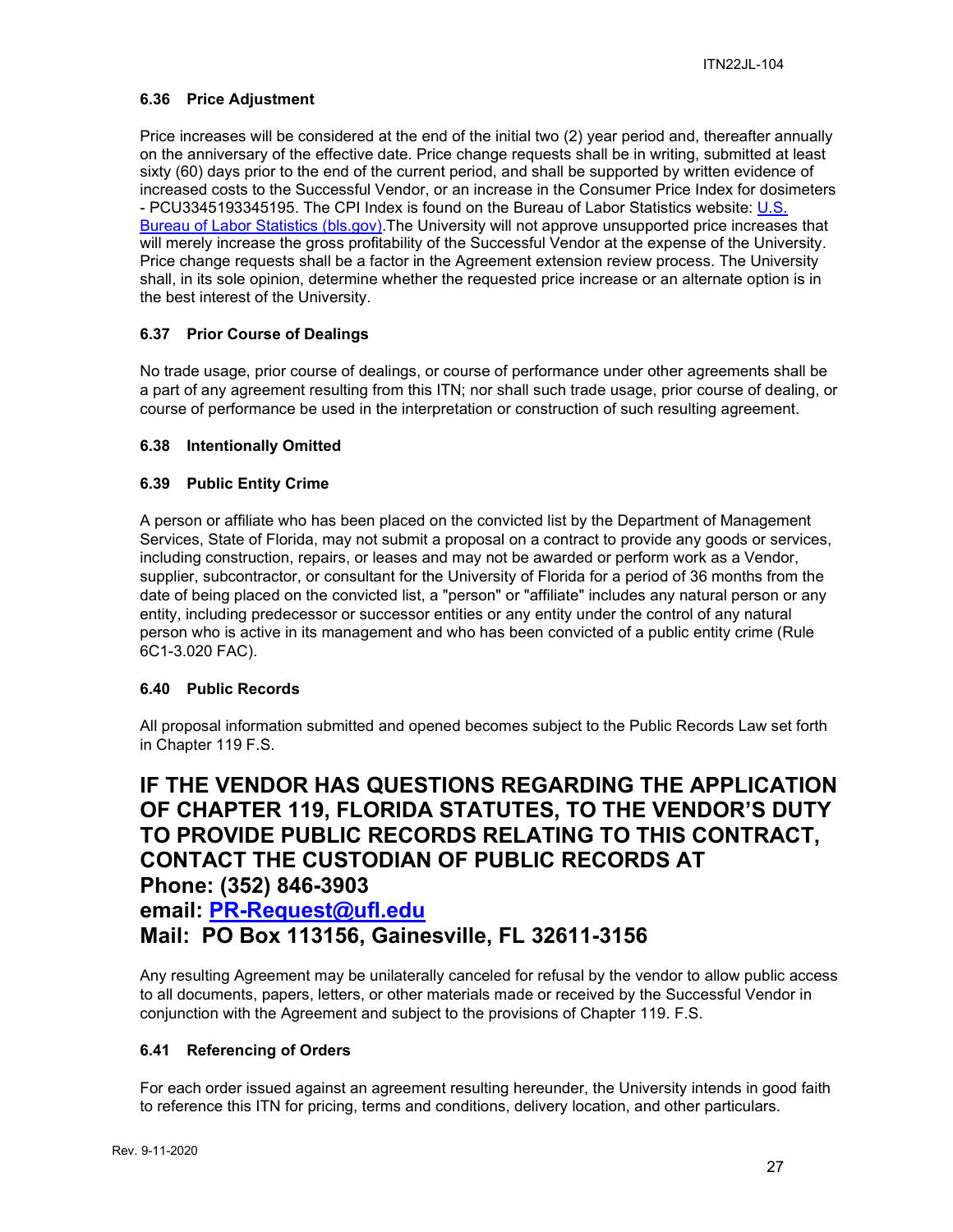### 6.36 Price Adjustment

Price increases will be considered at the end of the initial two (2) year period and, thereafter annually on the anniversary of the effective date. Price change requests shall be in writing, submitted at least sixty (60) days prior to the end of the current period, and shall be supported by written evidence of increased costs to the Successful Vendor, or an increase in the Consumer Price Index for dosimeters - PCU3345193345195. The CPI Index is found on the Bureau of Labor Statistics website: [U.S. Bureau of Labor Statistics (bls.gov)](https://www.bls.gov).The University will not approve unsupported price increases that will merely increase the gross profitability of the Successful Vendor at the expense of the University. Price change requests shall be a factor in the Agreement extension review process. The University shall, in its sole opinion, determine whether the requested price increase or an alternate option is in the best interest of the University.

### 6.37 Prior Course of Dealings

No trade usage, prior course of dealings, or course of performance under other agreements shall be a part of any agreement resulting from this ITN; nor shall such trade usage, prior course of dealing, or course of performance be used in the interpretation or construction of such resulting agreement.

### 6.38 Intentionally Omitted

### 6.39 Public Entity Crime

A person or affiliate who has been placed on the convicted list by the Department of Management Services, State of Florida, may not submit a proposal on a contract to provide any goods or services, including construction, repairs, or leases and may not be awarded or perform work as a Vendor, supplier, subcontractor, or consultant for the University of Florida for a period of 36 months from the date of being placed on the convicted list, a "person" or "affiliate" includes any natural person or any entity, including predecessor or successor entities or any entity under the control of any natural person who is active in its management and who has been convicted of a public entity crime (Rule 6C1-3.020 FAC).

### 6.40 Public Records

All proposal information submitted and opened becomes subject to the Public Records Law set forth in Chapter 119 F.S.

## IF THE VENDOR HAS QUESTIONS REGARDING THE APPLICATION OF CHAPTER 119, FLORIDA STATUTES, TO THE VENDOR'S DUTY TO PROVIDE PUBLIC RECORDS RELATING TO THIS CONTRACT, CONTACT THE CUSTODIAN OF PUBLIC RECORDS AT

## Phone: (352) 846-3903

## email: [PR-Request@ufl.edu](mailto:PR-Request@ufl.edu)

## Mail: PO Box 113156, Gainesville, FL 32611-3156

Any resulting Agreement may be unilaterally canceled for refusal by the vendor to allow public access to all documents, papers, letters, or other materials made or received by the Successful Vendor in conjunction with the Agreement and subject to the provisions of Chapter 119. F.S.

### 6.41 Referencing of Orders

For each order issued against an agreement resulting hereunder, the University intends in good faith to reference this ITN for pricing, terms and conditions, delivery location, and other particulars.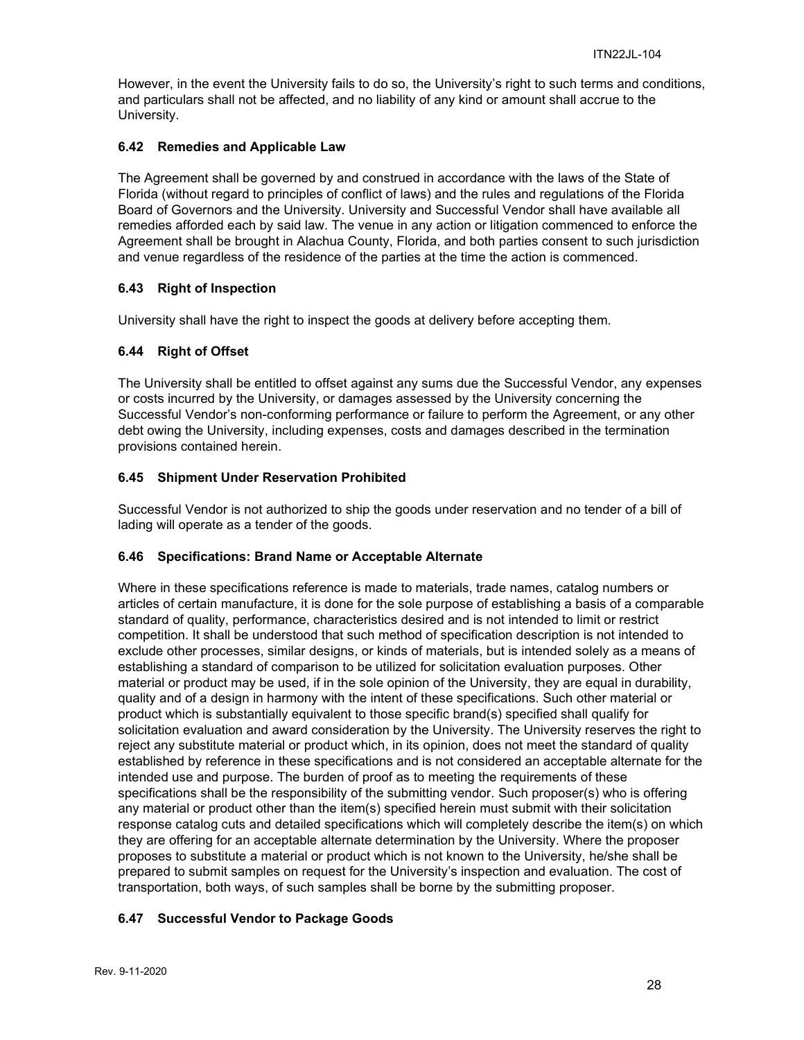However, in the event the University fails to do so, the University's right to such terms and conditions, and particulars shall not be affected, and no liability of any kind or amount shall accrue to the University.

### 6.42 Remedies and Applicable Law

The Agreement shall be governed by and construed in accordance with the laws of the State of Florida (without regard to principles of conflict of laws) and the rules and regulations of the Florida Board of Governors and the University. University and Successful Vendor shall have available all remedies afforded each by said law. The venue in any action or litigation commenced to enforce the Agreement shall be brought in Alachua County, Florida, and both parties consent to such jurisdiction and venue regardless of the residence of the parties at the time the action is commenced.

### 6.43 Right of Inspection

University shall have the right to inspect the goods at delivery before accepting them.

### 6.44 Right of Offset

The University shall be entitled to offset against any sums due the Successful Vendor, any expenses or costs incurred by the University, or damages assessed by the University concerning the Successful Vendor's non-conforming performance or failure to perform the Agreement, or any other debt owing the University, including expenses, costs and damages described in the termination provisions contained herein.

### 6.45 Shipment Under Reservation Prohibited

Successful Vendor is not authorized to ship the goods under reservation and no tender of a bill of lading will operate as a tender of the goods.

### 6.46 Specifications: Brand Name or Acceptable Alternate

Where in these specifications reference is made to materials, trade names, catalog numbers or articles of certain manufacture, it is done for the sole purpose of establishing a basis of a comparable standard of quality, performance, characteristics desired and is not intended to limit or restrict competition. It shall be understood that such method of specification description is not intended to exclude other processes, similar designs, or kinds of materials, but is intended solely as a means of establishing a standard of comparison to be utilized for solicitation evaluation purposes. Other material or product may be used, if in the sole opinion of the University, they are equal in durability, quality and of a design in harmony with the intent of these specifications. Such other material or product which is substantially equivalent to those specific brand(s) specified shall qualify for solicitation evaluation and award consideration by the University. The University reserves the right to reject any substitute material or product which, in its opinion, does not meet the standard of quality established by reference in these specifications and is not considered an acceptable alternate for the intended use and purpose. The burden of proof as to meeting the requirements of these specifications shall be the responsibility of the submitting vendor. Such proposer(s) who is offering any material or product other than the item(s) specified herein must submit with their solicitation response catalog cuts and detailed specifications which will completely describe the item(s) on which they are offering for an acceptable alternate determination by the University. Where the proposer proposes to substitute a material or product which is not known to the University, he/she shall be prepared to submit samples on request for the University's inspection and evaluation. The cost of transportation, both ways, of such samples shall be borne by the submitting proposer.

### 6.47 Successful Vendor to Package Goods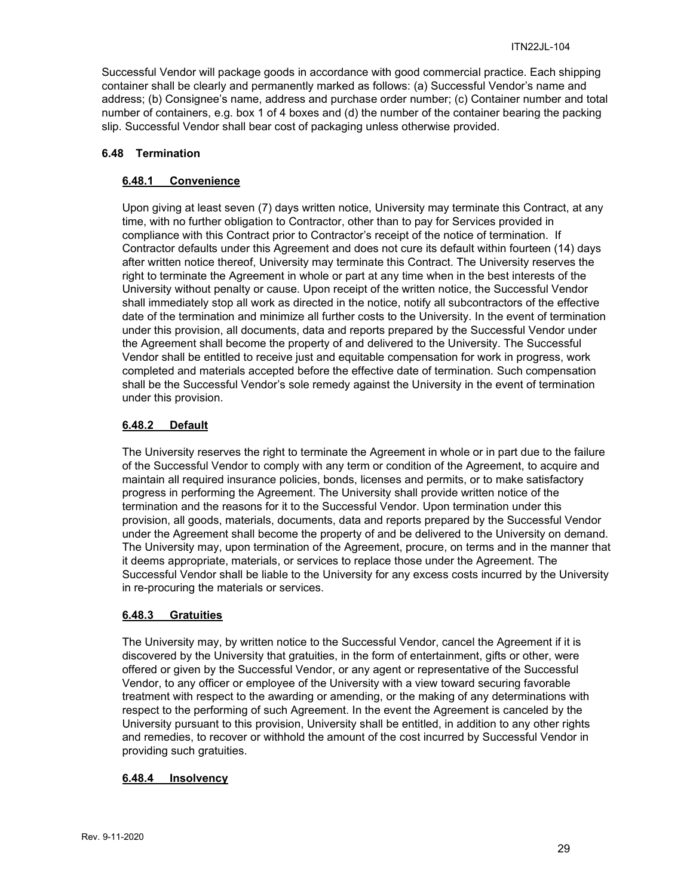Successful Vendor will package goods in accordance with good commercial practice. Each shipping container shall be clearly and permanently marked as follows: (a) Successful Vendor's name and address; (b) Consignee's name, address and purchase order number; (c) Container number and total number of containers, e.g. box 1 of 4 boxes and (d) the number of the container bearing the packing slip. Successful Vendor shall bear cost of packaging unless otherwise provided.

### 6.48 Termination

#### <u>6.48.1 Convenience</u>

Upon giving at least seven (7) days written notice, University may terminate this Contract, at any time, with no further obligation to Contractor, other than to pay for Services provided in compliance with this Contract prior to Contractor's receipt of the notice of termination. If Contractor defaults under this Agreement and does not cure its default within fourteen (14) days after written notice thereof, University may terminate this Contract. The University reserves the right to terminate the Agreement in whole or part at any time when in the best interests of the University without penalty or cause. Upon receipt of the written notice, the Successful Vendor shall immediately stop all work as directed in the notice, notify all subcontractors of the effective date of the termination and minimize all further costs to the University. In the event of termination under this provision, all documents, data and reports prepared by the Successful Vendor under the Agreement shall become the property of and delivered to the University. The Successful Vendor shall be entitled to receive just and equitable compensation for work in progress, work completed and materials accepted before the effective date of termination. Such compensation shall be the Successful Vendor's sole remedy against the University in the event of termination under this provision.

#### <u>6.48.2 Default</u>

The University reserves the right to terminate the Agreement in whole or in part due to the failure of the Successful Vendor to comply with any term or condition of the Agreement, to acquire and maintain all required insurance policies, bonds, licenses and permits, or to make satisfactory progress in performing the Agreement. The University shall provide written notice of the termination and the reasons for it to the Successful Vendor. Upon termination under this provision, all goods, materials, documents, data and reports prepared by the Successful Vendor under the Agreement shall become the property of and be delivered to the University on demand. The University may, upon termination of the Agreement, procure, on terms and in the manner that it deems appropriate, materials, or services to replace those under the Agreement. The Successful Vendor shall be liable to the University for any excess costs incurred by the University in re-procuring the materials or services.

#### <u>6.48.3 Gratuities</u>

The University may, by written notice to the Successful Vendor, cancel the Agreement if it is discovered by the University that gratuities, in the form of entertainment, gifts or other, were offered or given by the Successful Vendor, or any agent or representative of the Successful Vendor, to any officer or employee of the University with a view toward securing favorable treatment with respect to the awarding or amending, or the making of any determinations with respect to the performing of such Agreement. In the event the Agreement is canceled by the University pursuant to this provision, University shall be entitled, in addition to any other rights and remedies, to recover or withhold the amount of the cost incurred by Successful Vendor in providing such gratuities.

#### <u>6.48.4 Insolvency</u>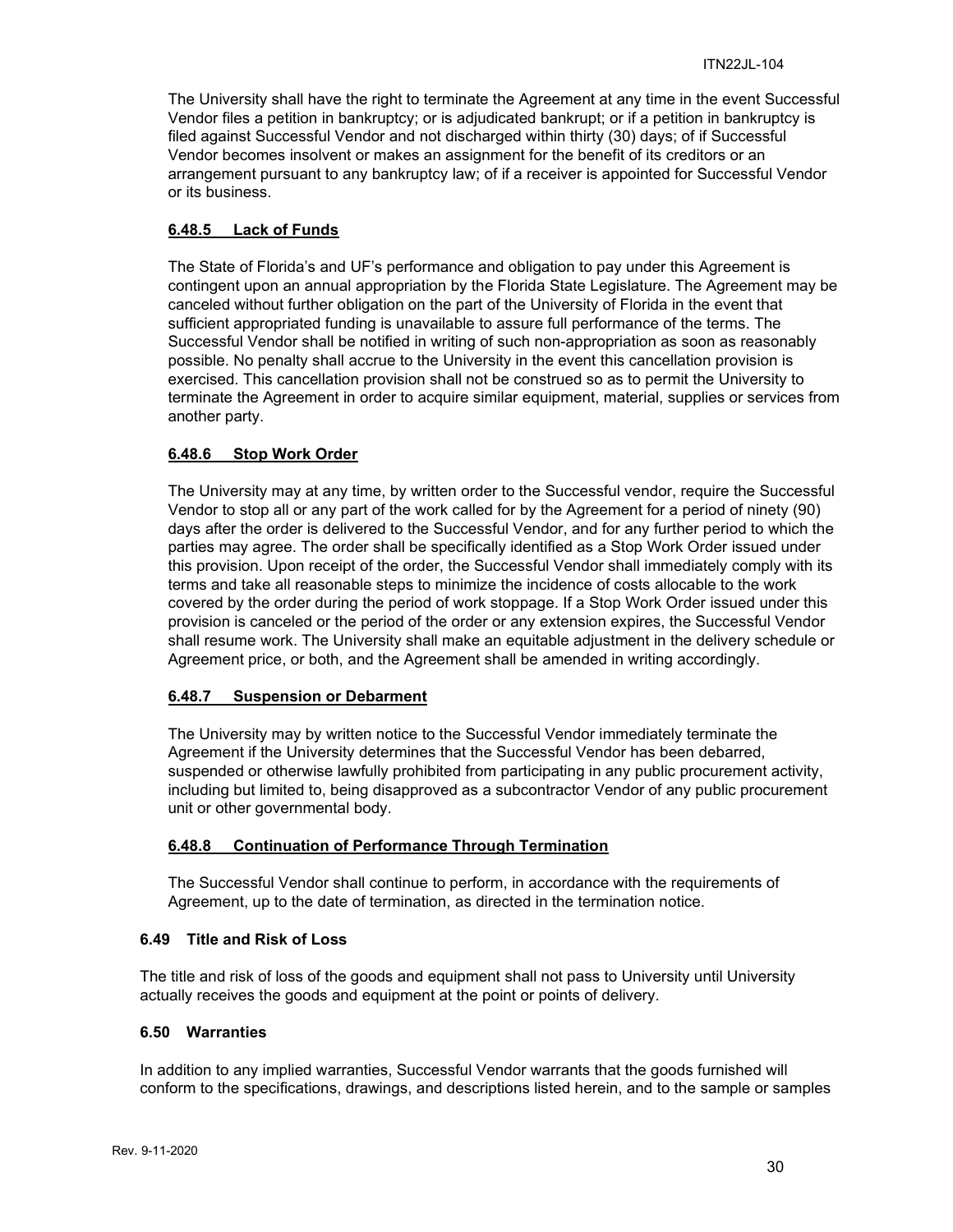The University shall have the right to terminate the Agreement at any time in the event Successful Vendor files a petition in bankruptcy; or is adjudicated bankrupt; or if a petition in bankruptcy is filed against Successful Vendor and not discharged within thirty (30) days; of if Successful Vendor becomes insolvent or makes an assignment for the benefit of its creditors or an arrangement pursuant to any bankruptcy law; of if a receiver is appointed for Successful Vendor or its business.

#### 6.48.5 Lack of Funds

The State of Florida's and UF's performance and obligation to pay under this Agreement is contingent upon an annual appropriation by the Florida State Legislature. The Agreement may be canceled without further obligation on the part of the University of Florida in the event that sufficient appropriated funding is unavailable to assure full performance of the terms. The Successful Vendor shall be notified in writing of such non-appropriation as soon as reasonably possible. No penalty shall accrue to the University in the event this cancellation provision is exercised. This cancellation provision shall not be construed so as to permit the University to terminate the Agreement in order to acquire similar equipment, material, supplies or services from another party.

#### 6.48.6 Stop Work Order

The University may at any time, by written order to the Successful vendor, require the Successful Vendor to stop all or any part of the work called for by the Agreement for a period of ninety (90) days after the order is delivered to the Successful Vendor, and for any further period to which the parties may agree. The order shall be specifically identified as a Stop Work Order issued under this provision. Upon receipt of the order, the Successful Vendor shall immediately comply with its terms and take all reasonable steps to minimize the incidence of costs allocable to the work covered by the order during the period of work stoppage. If a Stop Work Order issued under this provision is canceled or the period of the order or any extension expires, the Successful Vendor shall resume work. The University shall make an equitable adjustment in the delivery schedule or Agreement price, or both, and the Agreement shall be amended in writing accordingly.

#### 6.48.7 Suspension or Debarment

The University may by written notice to the Successful Vendor immediately terminate the Agreement if the University determines that the Successful Vendor has been debarred, suspended or otherwise lawfully prohibited from participating in any public procurement activity, including but limited to, being disapproved as a subcontractor Vendor of any public procurement unit or other governmental body.

#### 6.48.8 Continuation of Performance Through Termination

The Successful Vendor shall continue to perform, in accordance with the requirements of Agreement, up to the date of termination, as directed in the termination notice.

### 6.49 Title and Risk of Loss

The title and risk of loss of the goods and equipment shall not pass to University until University actually receives the goods and equipment at the point or points of delivery.

### 6.50 Warranties

In addition to any implied warranties, Successful Vendor warrants that the goods furnished will conform to the specifications, drawings, and descriptions listed herein, and to the sample or samples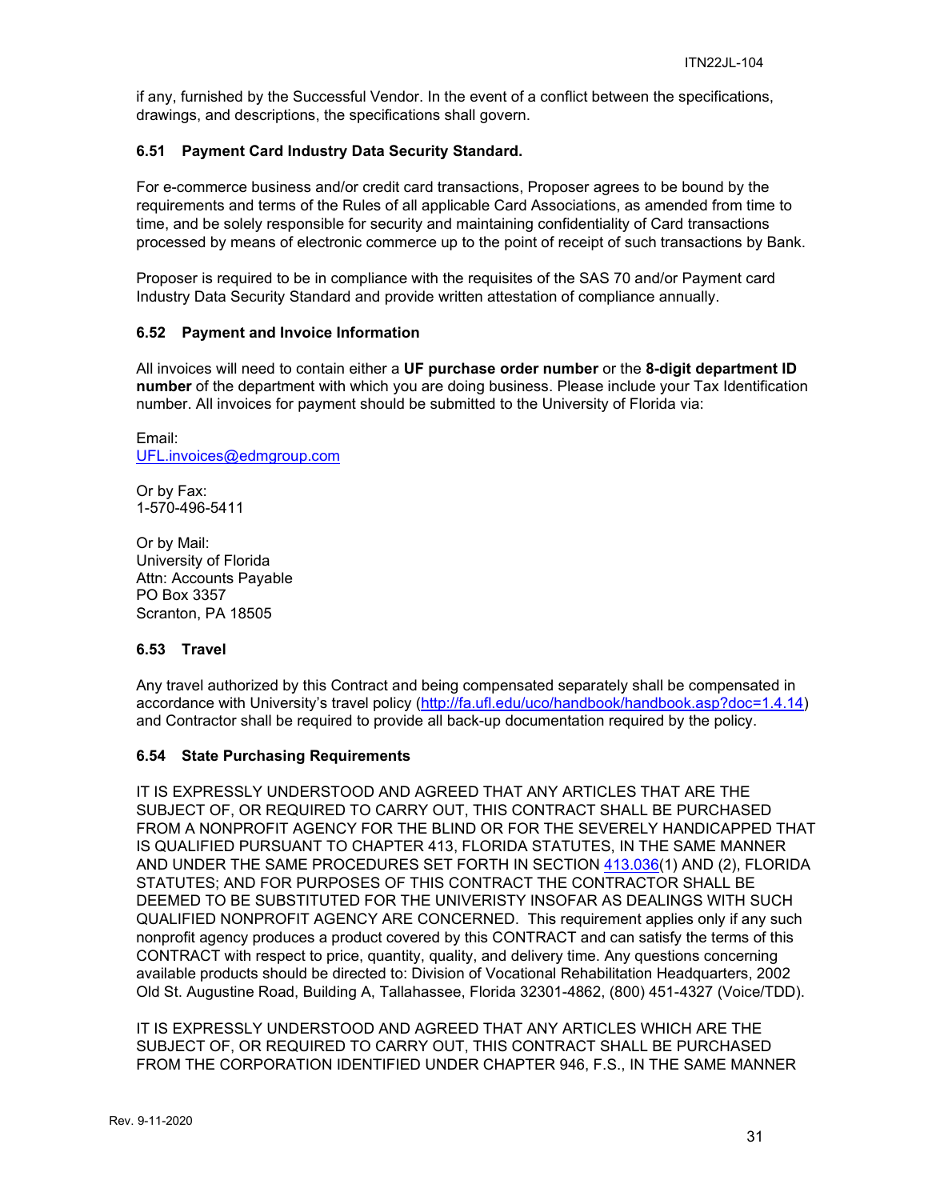if any, furnished by the Successful Vendor. In the event of a conflict between the specifications, drawings, and descriptions, the specifications shall govern.

### 6.51 Payment Card Industry Data Security Standard.

For e-commerce business and/or credit card transactions, Proposer agrees to be bound by the requirements and terms of the Rules of all applicable Card Associations, as amended from time to time, and be solely responsible for security and maintaining confidentiality of Card transactions processed by means of electronic commerce up to the point of receipt of such transactions by Bank.

Proposer is required to be in compliance with the requisites of the SAS 70 and/or Payment card Industry Data Security Standard and provide written attestation of compliance annually.

### 6.52 Payment and Invoice Information

All invoices will need to contain either a **UF purchase order number** or the **8-digit department ID number** of the department with which you are doing business. Please include your Tax Identification number. All invoices for payment should be submitted to the University of Florida via:

Email:
UFL.invoices@edmgroup.com

Or by Fax:
1-570-496-5411

Or by Mail:
University of Florida
Attn: Accounts Payable
PO Box 3357
Scranton, PA 18505

### 6.53 Travel

Any travel authorized by this Contract and being compensated separately shall be compensated in accordance with University's travel policy (http://fa.ufl.edu/uco/handbook/handbook.asp?doc=1.4.14) and Contractor shall be required to provide all back-up documentation required by the policy.

### 6.54 State Purchasing Requirements

IT IS EXPRESSLY UNDERSTOOD AND AGREED THAT ANY ARTICLES THAT ARE THE SUBJECT OF, OR REQUIRED TO CARRY OUT, THIS CONTRACT SHALL BE PURCHASED FROM A NONPROFIT AGENCY FOR THE BLIND OR FOR THE SEVERELY HANDICAPPED THAT IS QUALIFIED PURSUANT TO CHAPTER 413, FLORIDA STATUTES, IN THE SAME MANNER AND UNDER THE SAME PROCEDURES SET FORTH IN SECTION 413.036(1) AND (2), FLORIDA STATUTES; AND FOR PURPOSES OF THIS CONTRACT THE CONTRACTOR SHALL BE DEEMED TO BE SUBSTITUTED FOR THE UNIVERISTY INSOFAR AS DEALINGS WITH SUCH QUALIFIED NONPROFIT AGENCY ARE CONCERNED. This requirement applies only if any such nonprofit agency produces a product covered by this CONTRACT and can satisfy the terms of this CONTRACT with respect to price, quantity, quality, and delivery time. Any questions concerning available products should be directed to: Division of Vocational Rehabilitation Headquarters, 2002 Old St. Augustine Road, Building A, Tallahassee, Florida 32301-4862, (800) 451-4327 (Voice/TDD).

IT IS EXPRESSLY UNDERSTOOD AND AGREED THAT ANY ARTICLES WHICH ARE THE SUBJECT OF, OR REQUIRED TO CARRY OUT, THIS CONTRACT SHALL BE PURCHASED FROM THE CORPORATION IDENTIFIED UNDER CHAPTER 946, F.S., IN THE SAME MANNER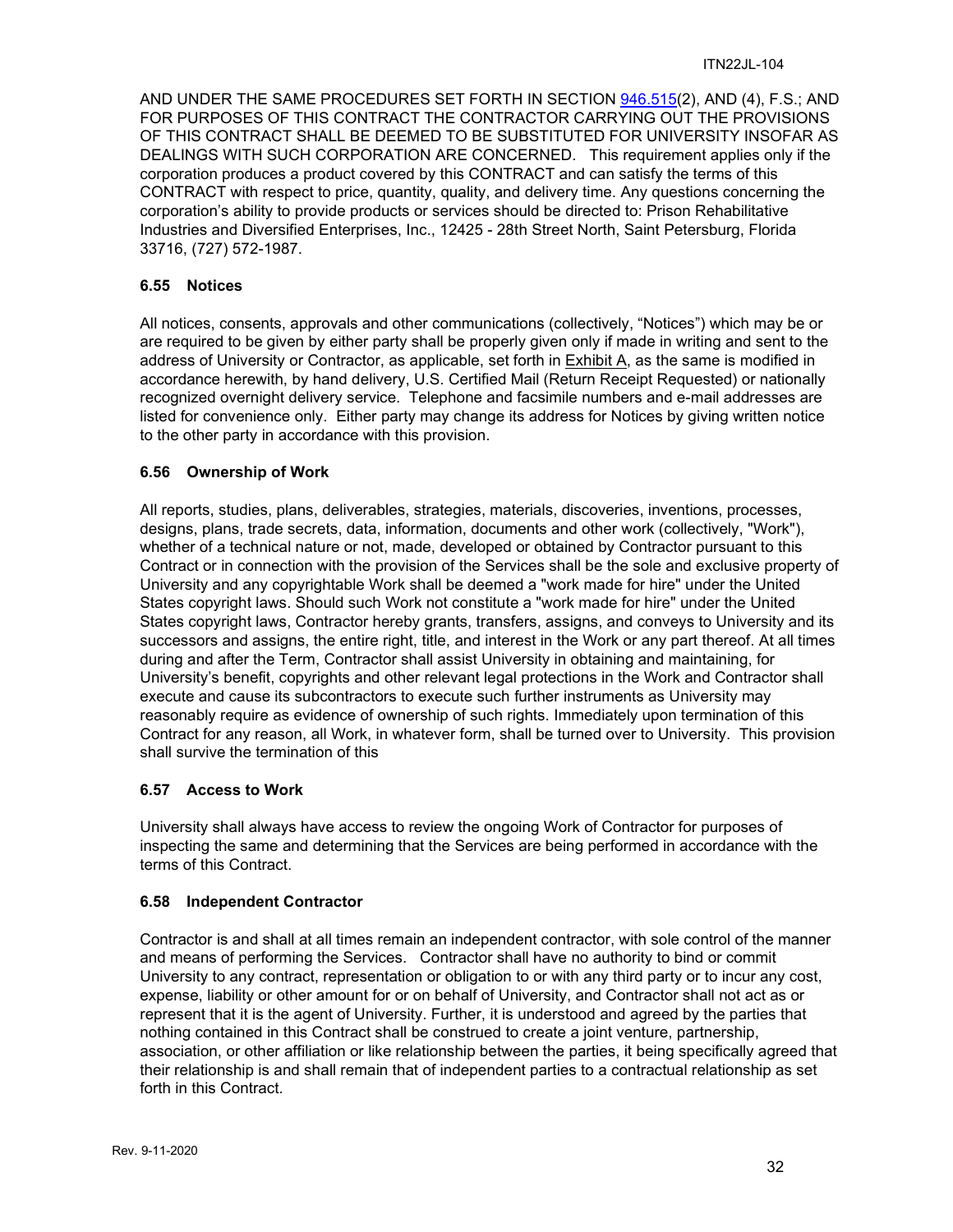AND UNDER THE SAME PROCEDURES SET FORTH IN SECTION 946.515(2), AND (4), F.S.; AND FOR PURPOSES OF THIS CONTRACT THE CONTRACTOR CARRYING OUT THE PROVISIONS OF THIS CONTRACT SHALL BE DEEMED TO BE SUBSTITUTED FOR UNIVERSITY INSOFAR AS DEALINGS WITH SUCH CORPORATION ARE CONCERNED. This requirement applies only if the corporation produces a product covered by this CONTRACT and can satisfy the terms of this CONTRACT with respect to price, quantity, quality, and delivery time. Any questions concerning the corporation's ability to provide products or services should be directed to: Prison Rehabilitative Industries and Diversified Enterprises, Inc., 12425 - 28th Street North, Saint Petersburg, Florida 33716, (727) 572-1987.

### 6.55 Notices

All notices, consents, approvals and other communications (collectively, "Notices") which may be or are required to be given by either party shall be properly given only if made in writing and sent to the address of University or Contractor, as applicable, set forth in Exhibit A, as the same is modified in accordance herewith, by hand delivery, U.S. Certified Mail (Return Receipt Requested) or nationally recognized overnight delivery service. Telephone and facsimile numbers and e-mail addresses are listed for convenience only. Either party may change its address for Notices by giving written notice to the other party in accordance with this provision.

### 6.56 Ownership of Work

All reports, studies, plans, deliverables, strategies, materials, discoveries, inventions, processes, designs, plans, trade secrets, data, information, documents and other work (collectively, "Work"), whether of a technical nature or not, made, developed or obtained by Contractor pursuant to this Contract or in connection with the provision of the Services shall be the sole and exclusive property of University and any copyrightable Work shall be deemed a "work made for hire" under the United States copyright laws. Should such Work not constitute a "work made for hire" under the United States copyright laws, Contractor hereby grants, transfers, assigns, and conveys to University and its successors and assigns, the entire right, title, and interest in the Work or any part thereof. At all times during and after the Term, Contractor shall assist University in obtaining and maintaining, for University's benefit, copyrights and other relevant legal protections in the Work and Contractor shall execute and cause its subcontractors to execute such further instruments as University may reasonably require as evidence of ownership of such rights. Immediately upon termination of this Contract for any reason, all Work, in whatever form, shall be turned over to University. This provision shall survive the termination of this

### 6.57 Access to Work

University shall always have access to review the ongoing Work of Contractor for purposes of inspecting the same and determining that the Services are being performed in accordance with the terms of this Contract.

### 6.58 Independent Contractor

Contractor is and shall at all times remain an independent contractor, with sole control of the manner and means of performing the Services. Contractor shall have no authority to bind or commit University to any contract, representation or obligation to or with any third party or to incur any cost, expense, liability or other amount for or on behalf of University, and Contractor shall not act as or represent that it is the agent of University. Further, it is understood and agreed by the parties that nothing contained in this Contract shall be construed to create a joint venture, partnership, association, or other affiliation or like relationship between the parties, it being specifically agreed that their relationship is and shall remain that of independent parties to a contractual relationship as set forth in this Contract.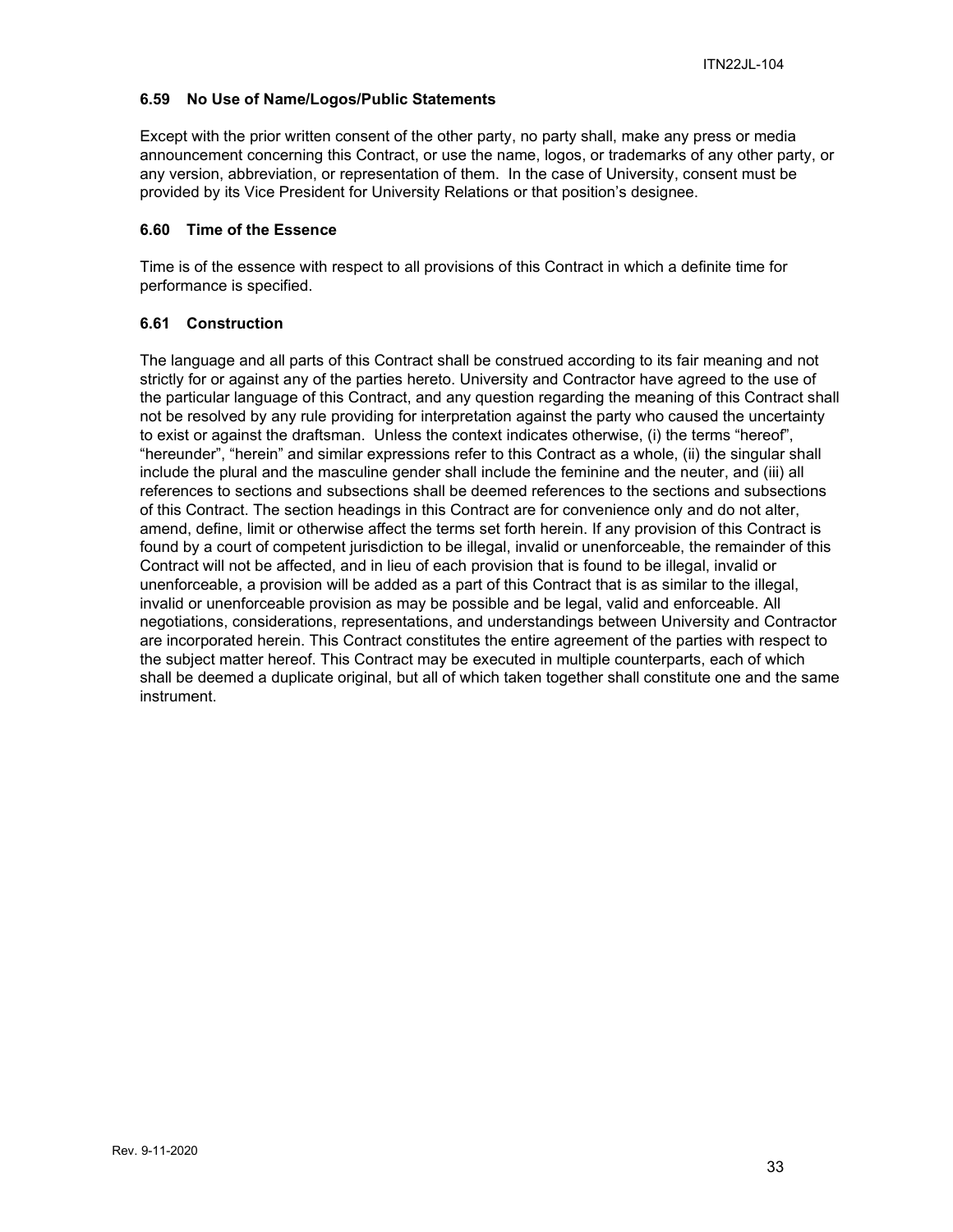### 6.59 No Use of Name/Logos/Public Statements

Except with the prior written consent of the other party, no party shall, make any press or media announcement concerning this Contract, or use the name, logos, or trademarks of any other party, or any version, abbreviation, or representation of them. In the case of University, consent must be provided by its Vice President for University Relations or that position's designee.

### 6.60 Time of the Essence

Time is of the essence with respect to all provisions of this Contract in which a definite time for performance is specified.

### 6.61 Construction

The language and all parts of this Contract shall be construed according to its fair meaning and not strictly for or against any of the parties hereto. University and Contractor have agreed to the use of the particular language of this Contract, and any question regarding the meaning of this Contract shall not be resolved by any rule providing for interpretation against the party who caused the uncertainty to exist or against the draftsman. Unless the context indicates otherwise, (i) the terms "hereof", "hereunder", "herein" and similar expressions refer to this Contract as a whole, (ii) the singular shall include the plural and the masculine gender shall include the feminine and the neuter, and (iii) all references to sections and subsections shall be deemed references to the sections and subsections of this Contract. The section headings in this Contract are for convenience only and do not alter, amend, define, limit or otherwise affect the terms set forth herein. If any provision of this Contract is found by a court of competent jurisdiction to be illegal, invalid or unenforceable, the remainder of this Contract will not be affected, and in lieu of each provision that is found to be illegal, invalid or unenforceable, a provision will be added as a part of this Contract that is as similar to the illegal, invalid or unenforceable provision as may be possible and be legal, valid and enforceable. All negotiations, considerations, representations, and understandings between University and Contractor are incorporated herein. This Contract constitutes the entire agreement of the parties with respect to the subject matter hereof. This Contract may be executed in multiple counterparts, each of which shall be deemed a duplicate original, but all of which taken together shall constitute one and the same instrument.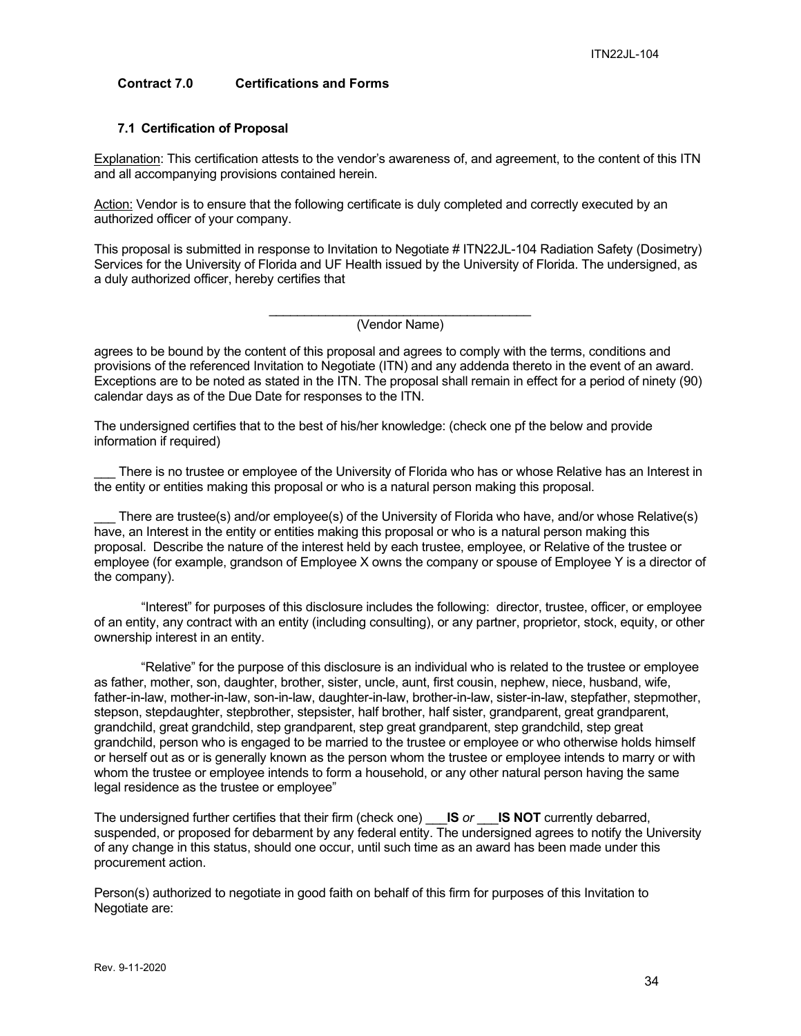## Contract 7.0 Certifications and Forms

### 7.1 Certification of Proposal

Explanation: This certification attests to the vendor's awareness of, and agreement, to the content of this ITN and all accompanying provisions contained herein.

Action: Vendor is to ensure that the following certificate is duly completed and correctly executed by an authorized officer of your company.

This proposal is submitted in response to Invitation to Negotiate # ITN22JL-104 Radiation Safety (Dosimetry) Services for the University of Florida and UF Health issued by the University of Florida. The undersigned, as a duly authorized officer, hereby certifies that

______________________________________
(Vendor Name)

agrees to be bound by the content of this proposal and agrees to comply with the terms, conditions and provisions of the referenced Invitation to Negotiate (ITN) and any addenda thereto in the event of an award. Exceptions are to be noted as stated in the ITN. The proposal shall remain in effect for a period of ninety (90) calendar days as of the Due Date for responses to the ITN.

The undersigned certifies that to the best of his/her knowledge: (check one pf the below and provide information if required)

___ There is no trustee or employee of the University of Florida who has or whose Relative has an Interest in the entity or entities making this proposal or who is a natural person making this proposal.

___ There are trustee(s) and/or employee(s) of the University of Florida who have, and/or whose Relative(s) have, an Interest in the entity or entities making this proposal or who is a natural person making this proposal. Describe the nature of the interest held by each trustee, employee, or Relative of the trustee or employee (for example, grandson of Employee X owns the company or spouse of Employee Y is a director of the company).

"Interest" for purposes of this disclosure includes the following: director, trustee, officer, or employee of an entity, any contract with an entity (including consulting), or any partner, proprietor, stock, equity, or other ownership interest in an entity.

"Relative" for the purpose of this disclosure is an individual who is related to the trustee or employee as father, mother, son, daughter, brother, sister, uncle, aunt, first cousin, nephew, niece, husband, wife, father-in-law, mother-in-law, son-in-law, daughter-in-law, brother-in-law, sister-in-law, stepfather, stepmother, stepson, stepdaughter, stepbrother, stepsister, half brother, half sister, grandparent, great grandparent, grandchild, great grandchild, step grandparent, step great grandparent, step grandchild, step great grandchild, person who is engaged to be married to the trustee or employee or who otherwise holds himself or herself out as or is generally known as the person whom the trustee or employee intends to marry or with whom the trustee or employee intends to form a household, or any other natural person having the same legal residence as the trustee or employee"

The undersigned further certifies that their firm (check one) ___**IS** *or* ___**IS NOT** currently debarred, suspended, or proposed for debarment by any federal entity. The undersigned agrees to notify the University of any change in this status, should one occur, until such time as an award has been made under this procurement action.

Person(s) authorized to negotiate in good faith on behalf of this firm for purposes of this Invitation to Negotiate are: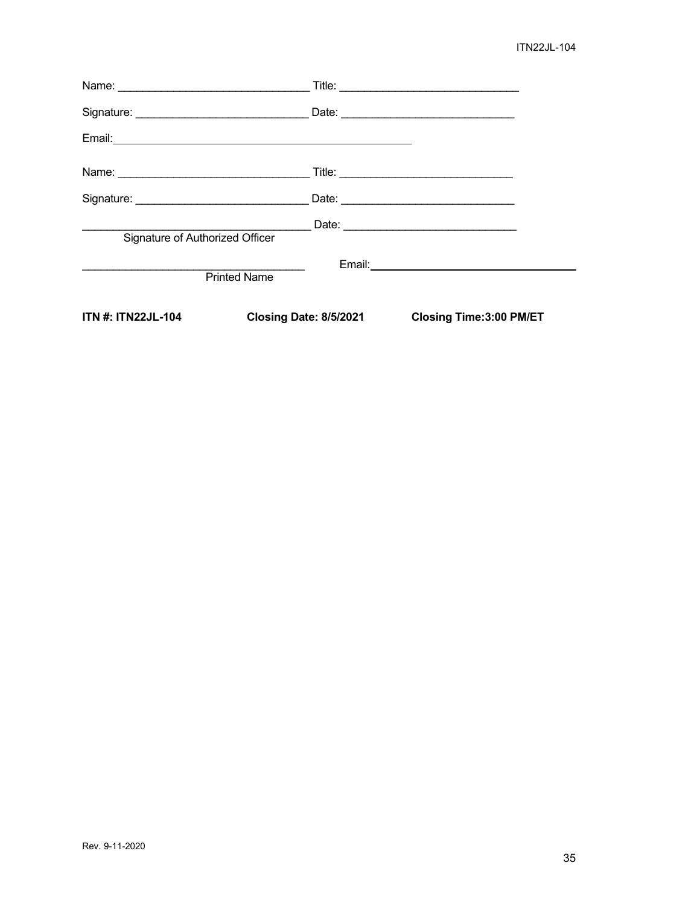Name: ______________________________ Title: ____________________________

Signature: ___________________________ Date: ____________________________

Email: ______________________________________________

Name: ______________________________ Title: ___________________________

Signature: ___________________________ Date: ___________________________

___________________________________ Date: ___________________________

Signature of Authorized Officer

___________________________________ Email: ________________________________

Printed Name

**ITN #: ITN22JL-104** **Closing Date: 8/5/2021** **Closing Time:3:00 PM/ET**

Rev. 9-11-2020